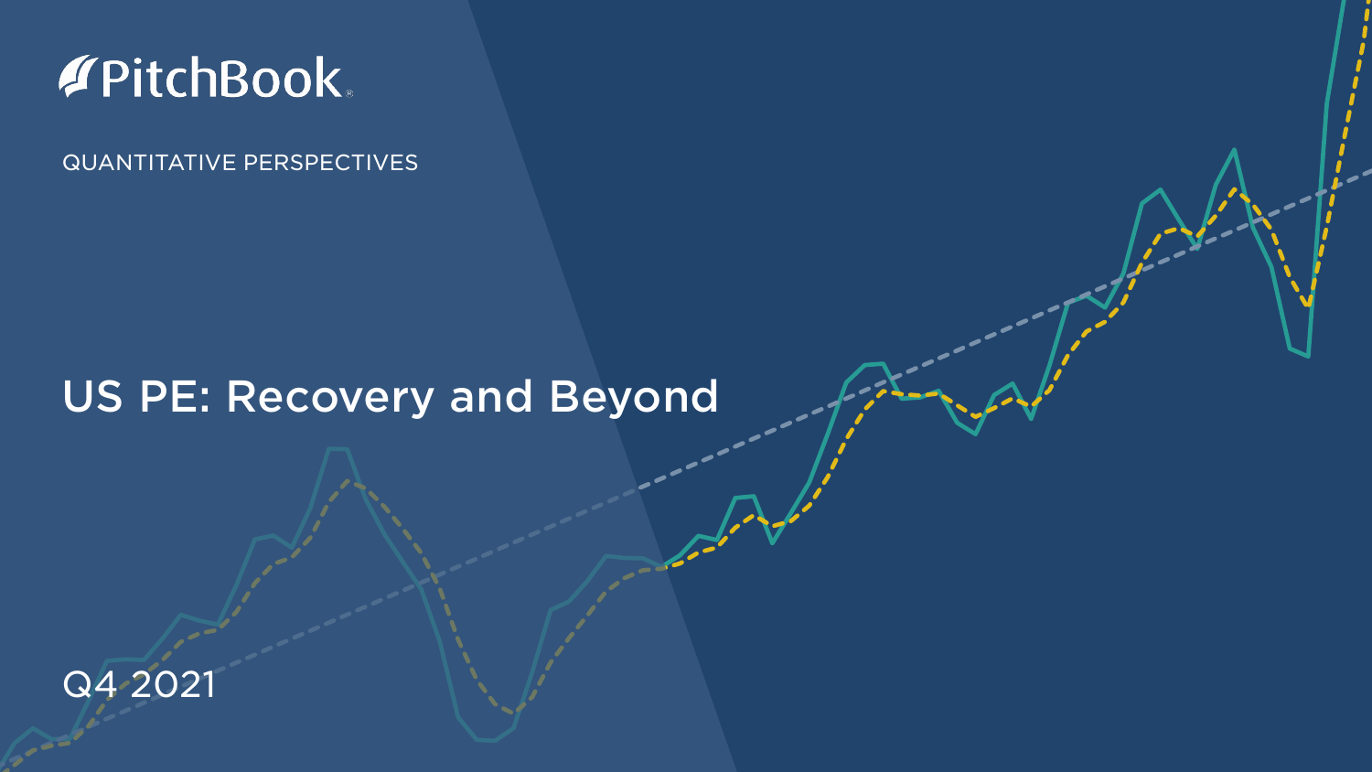PitchBook

QUANTITATIVE PERSPECTIVES

# US PE: Recovery and Beyond

Q4 2021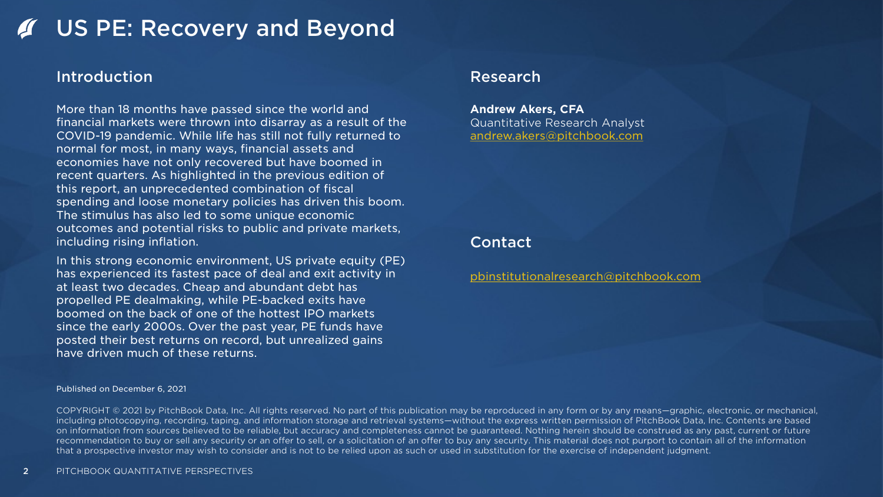# US PE: Recovery and Beyond

## Introduction

More than 18 months have passed since the world and financial markets were thrown into disarray as a result of the COVID-19 pandemic. While life has still not fully returned to normal for most, in many ways, financial assets and economies have not only recovered but have boomed in recent quarters. As highlighted in the previous edition of this report, an unprecedented combination of fiscal spending and loose monetary policies has driven this boom. The stimulus has also led to some unique economic outcomes and potential risks to public and private markets, including rising inflation.

In this strong economic environment, US private equity (PE) has experienced its fastest pace of deal and exit activity in at least two decades. Cheap and abundant debt has propelled PE dealmaking, while PE-backed exits have boomed on the back of one of the hottest IPO markets since the early 2000s. Over the past year, PE funds have posted their best returns on record, but unrealized gains have driven much of these returns.

## Research

**Andrew Akers, CFA**
Quantitative Research Analyst
andrew.akers@pitchbook.com

## Contact

pbinstitutionalresearch@pitchbook.com

Published on December 6, 2021

COPYRIGHT © 2021 by PitchBook Data, Inc. All rights reserved. No part of this publication may be reproduced in any form or by any means—graphic, electronic, or mechanical, including photocopying, recording, taping, and information storage and retrieval systems—without the express written permission of PitchBook Data, Inc. Contents are based on information from sources believed to be reliable, but accuracy and completeness cannot be guaranteed. Nothing herein should be construed as any past, current or future recommendation to buy or sell any security or an offer to sell, or a solicitation of an offer to buy any security. This material does not purport to contain all of the information that a prospective investor may wish to consider and is not to be relied upon as such or used in substitution for the exercise of independent judgment.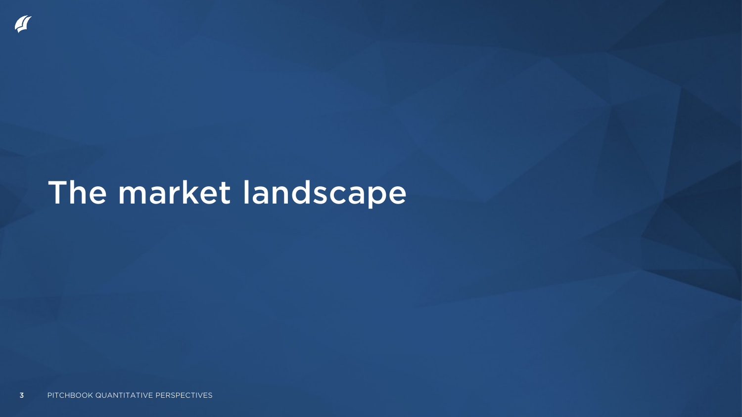# The market landscape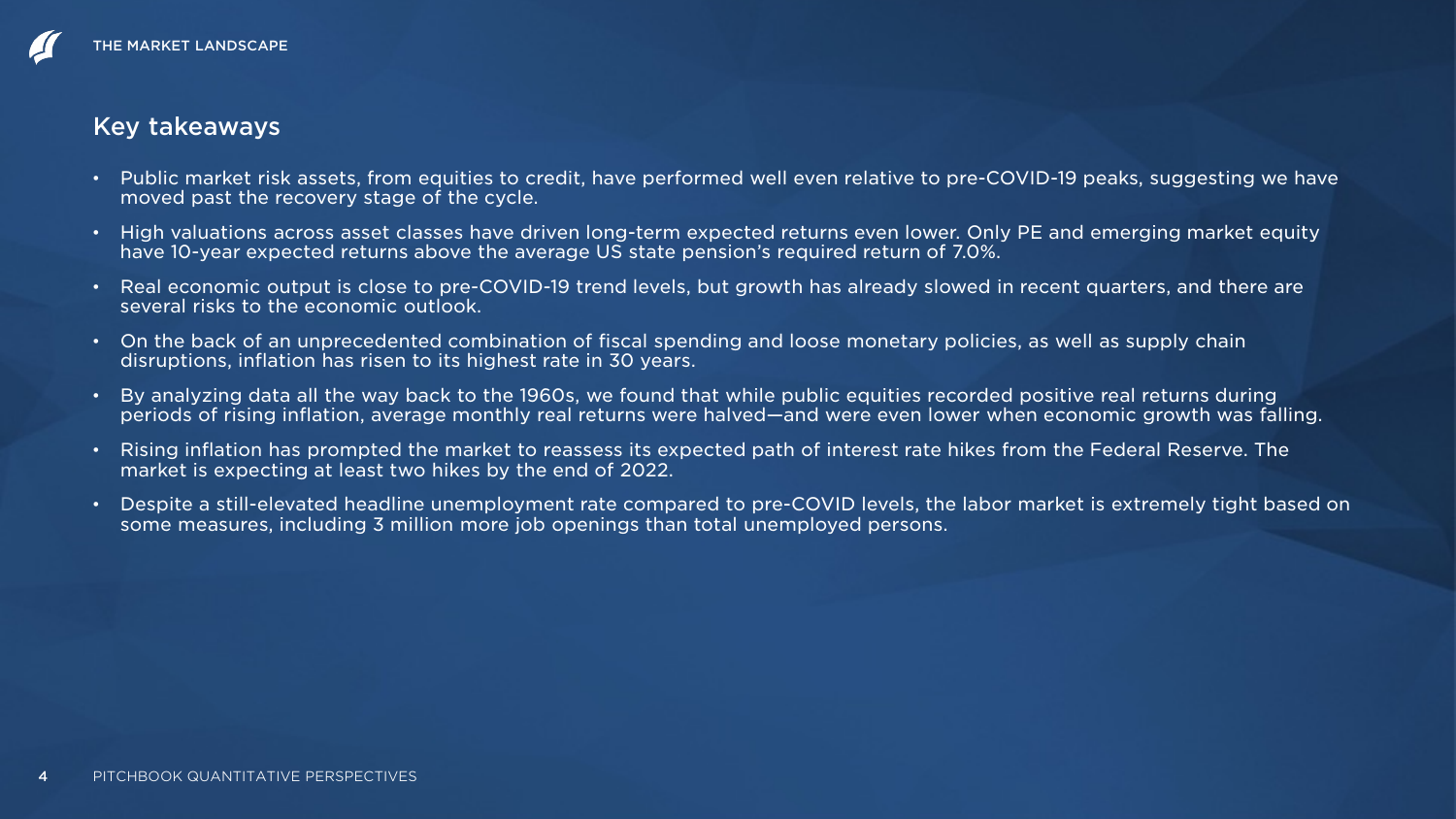## Key takeaways

- Public market risk assets, from equities to credit, have performed well even relative to pre-COVID-19 peaks, suggesting we have moved past the recovery stage of the cycle.
- High valuations across asset classes have driven long-term expected returns even lower. Only PE and emerging market equity have 10-year expected returns above the average US state pension's required return of 7.0%.
- Real economic output is close to pre-COVID-19 trend levels, but growth has already slowed in recent quarters, and there are several risks to the economic outlook.
- On the back of an unprecedented combination of fiscal spending and loose monetary policies, as well as supply chain disruptions, inflation has risen to its highest rate in 30 years.
- By analyzing data all the way back to the 1960s, we found that while public equities recorded positive real returns during periods of rising inflation, average monthly real returns were halved—and were even lower when economic growth was falling.
- Rising inflation has prompted the market to reassess its expected path of interest rate hikes from the Federal Reserve. The market is expecting at least two hikes by the end of 2022.
- Despite a still-elevated headline unemployment rate compared to pre-COVID levels, the labor market is extremely tight based on some measures, including 3 million more job openings than total unemployed persons.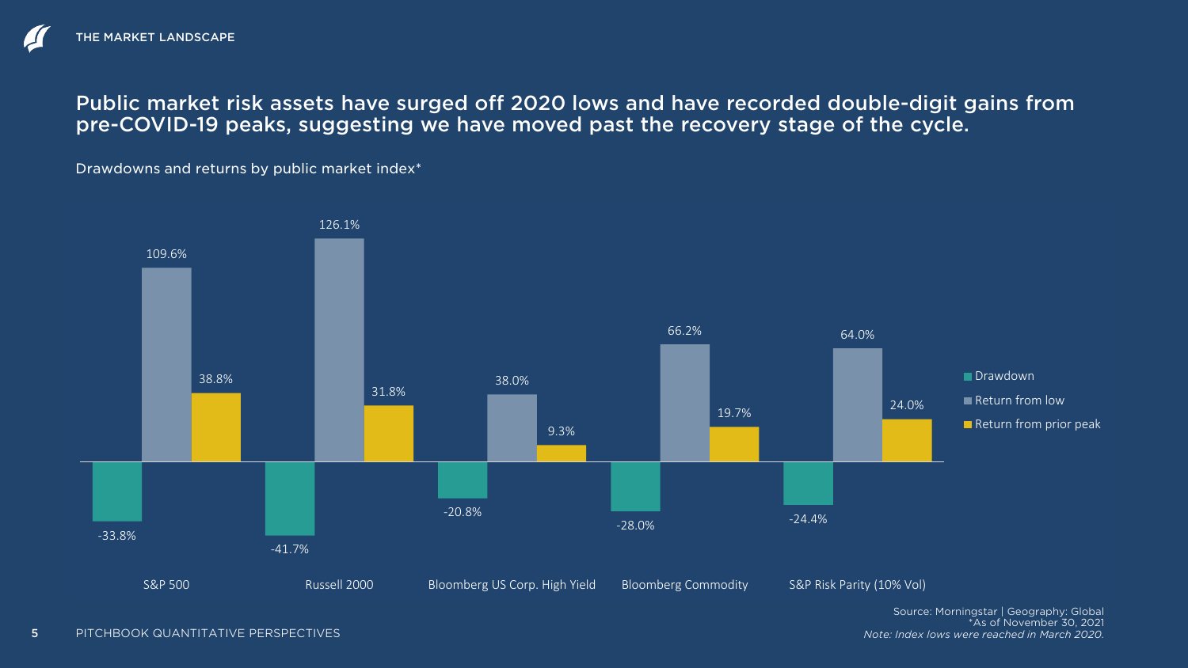THE MARKET LANDSCAPE

## Public market risk assets have surged off 2020 lows and have recorded double-digit gains from pre-COVID-19 peaks, suggesting we have moved past the recovery stage of the cycle.

Drawdowns and returns by public market index*

| Index | Drawdown | Return from low | Return from prior peak |
|---|---|---|---|
| S&P 500 | -33.8% | 109.6% | 38.8% |
| Russell 2000 | -41.7% | 126.1% | 31.8% |
| Bloomberg US Corp. High Yield | -20.8% | 38.0% | 9.3% |
| Bloomberg Commodity | -28.0% | 66.2% | 19.7% |
| S&P Risk Parity (10% Vol) | -24.4% | 64.0% | 24.0% |

Source: Morningstar | Geography: Global
*As of November 30, 2021
*Note: Index lows were reached in March 2020.*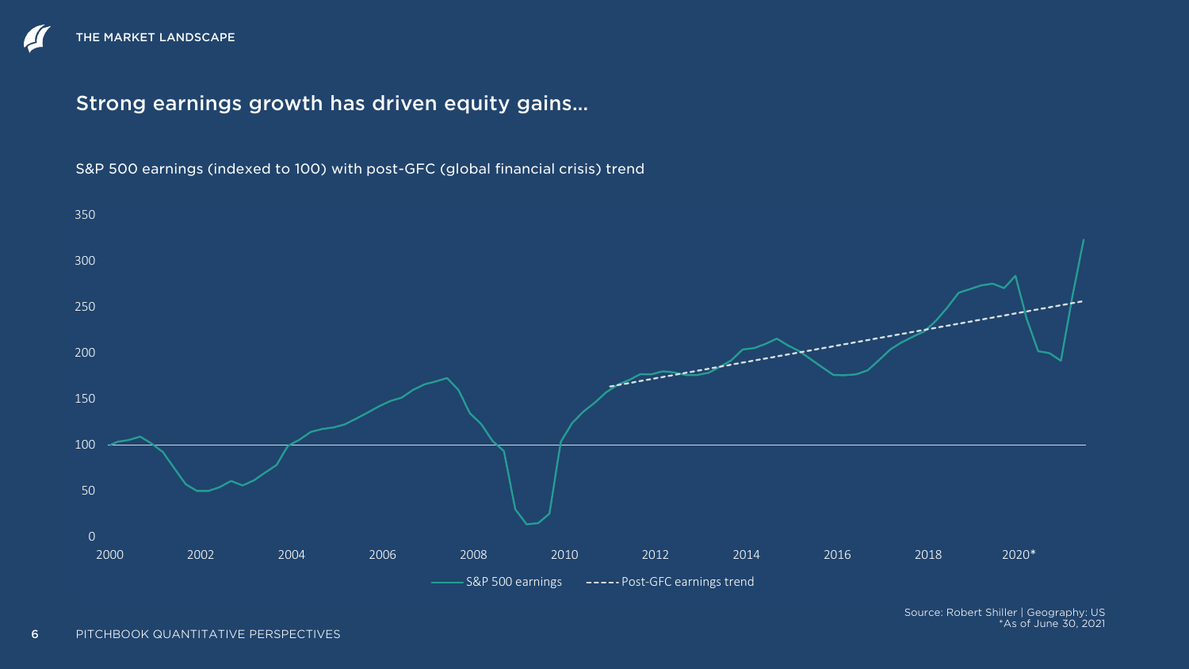## Strong earnings growth has driven equity gains...

S&P 500 earnings (indexed to 100) with post-GFC (global financial crisis) trend

Source: Robert Shiller | Geography: US
*As of June 30, 2021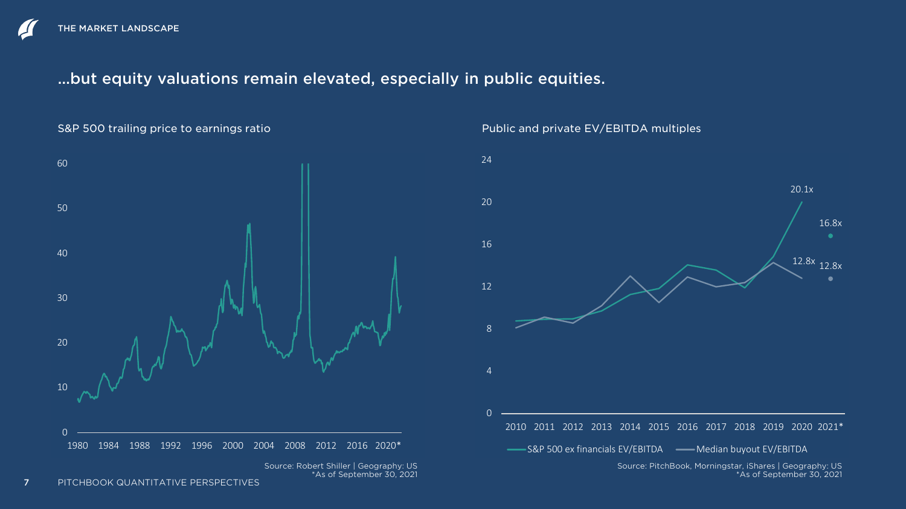THE MARKET LANDSCAPE

## ...but equity valuations remain elevated, especially in public equities.

S&P 500 trailing price to earnings ratio

Source: Robert Shiller | Geography: US
*As of September 30, 2021

Public and private EV/EBITDA multiples

Source: PitchBook, Morningstar, iShares | Geography: US
*As of September 30, 2021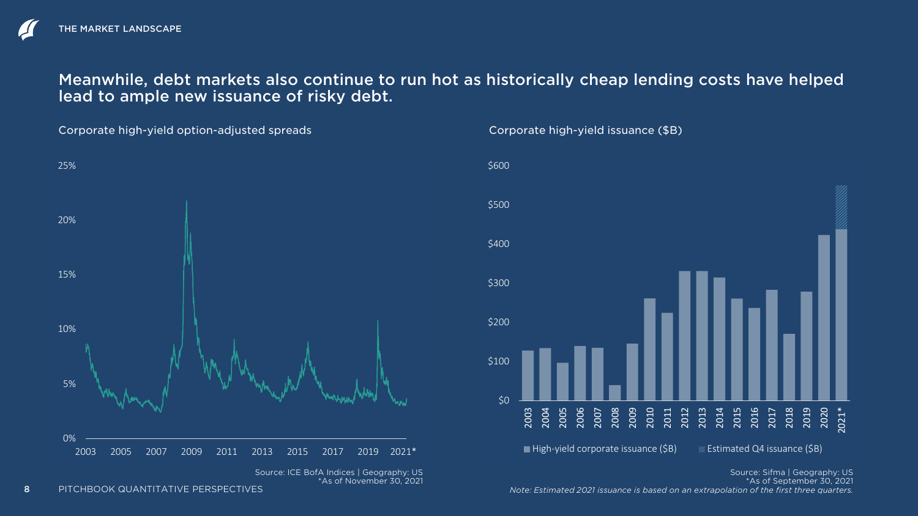## Meanwhile, debt markets also continue to run hot as historically cheap lending costs have helped lead to ample new issuance of risky debt.

Corporate high-yield option-adjusted spreads

Source: ICE BofA Indices | Geography: US
*As of November 30, 2021

Corporate high-yield issuance ($B)

Source: Sifma | Geography: US
*As of September 30, 2021

*Note: Estimated 2021 issuance is based on an extrapolation of the first three quarters.*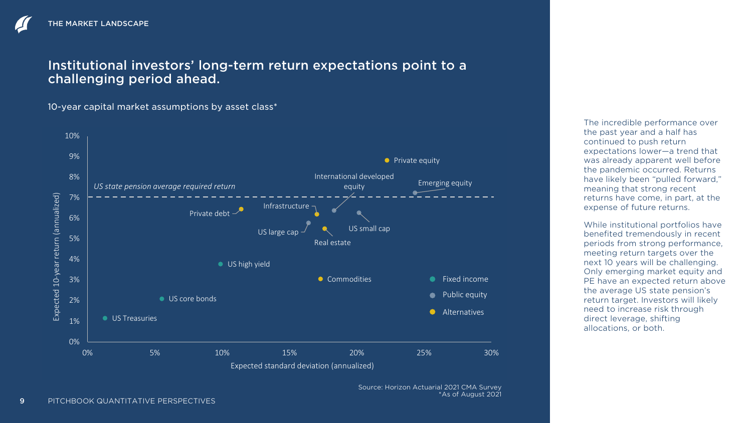## Institutional investors' long-term return expectations point to a challenging period ahead.

10-year capital market assumptions by asset class*

Expected 10-year return (annualized)

10%
9%
8%
7%
6%
5%
4%
3%
2%
1%
0%

*US state pension average required return*

Private equity
International developed equity
Emerging equity
Infrastructure
Private debt
US small cap
US large cap
Real estate
US high yield
Commodities
US core bonds
US Treasuries

Fixed income
Public equity
Alternatives

0% 5% 10% 15% 20% 25% 30%

Expected standard deviation (annualized)

Source: Horizon Actuarial 2021 CMA Survey
*As of August 2021

The incredible performance over the past year and a half has continued to push return expectations lower—a trend that was already apparent well before the pandemic occurred. Returns have likely been "pulled forward," meaning that strong recent returns have come, in part, at the expense of future returns.

While institutional portfolios have benefited tremendously in recent periods from strong performance, meeting return targets over the next 10 years will be challenging. Only emerging market equity and PE have an expected return above the average US state pension's return target. Investors will likely need to increase risk through direct leverage, shifting allocations, or both.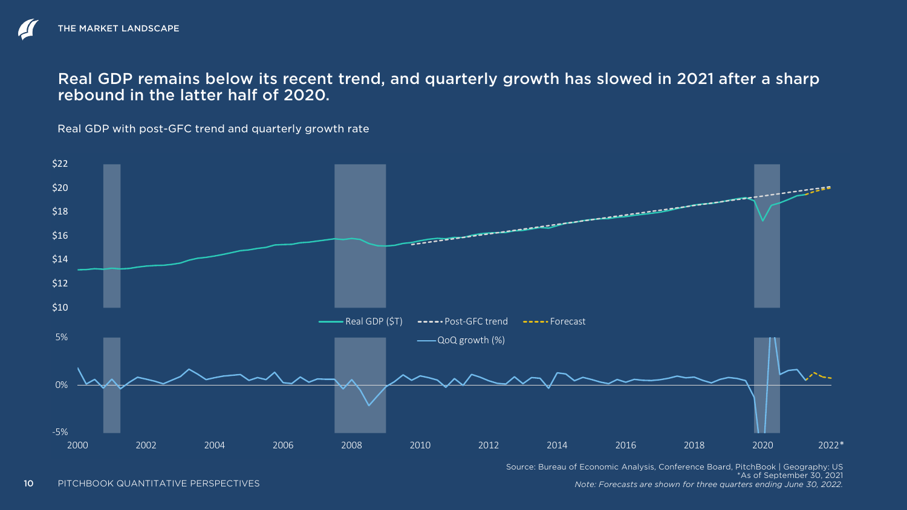# Real GDP remains below its recent trend, and quarterly growth has slowed in 2021 after a sharp rebound in the latter half of 2020.

Real GDP with post-GFC trend and quarterly growth rate

Real GDP ($T) | Post-GFC trend | Forecast | QoQ growth (%)

Source: Bureau of Economic Analysis, Conference Board, PitchBook | Geography: US
*As of September 30, 2021
*Note: Forecasts are shown for three quarters ending June 30, 2022.*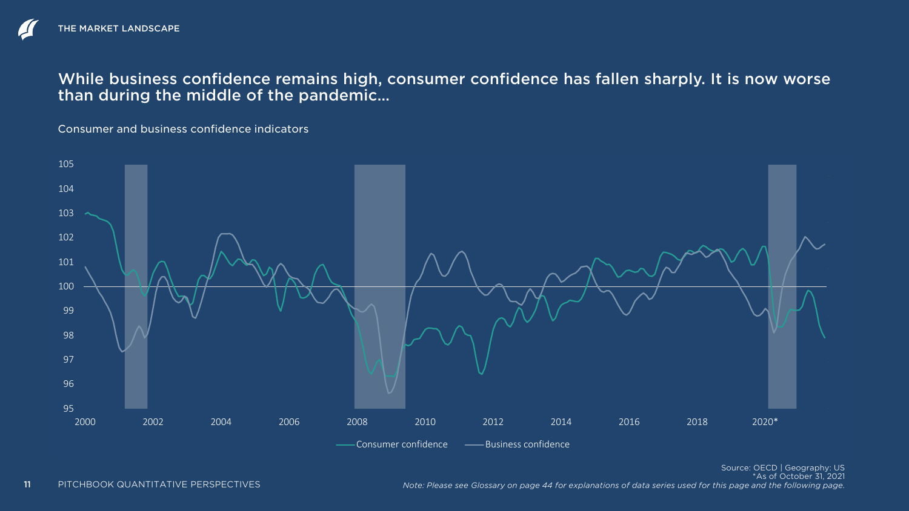THE MARKET LANDSCAPE

## While business confidence remains high, consumer confidence has fallen sharply. It is now worse than during the middle of the pandemic...

Consumer and business confidence indicators

Consumer confidence — Business confidence

Source: OECD | Geography: US
*As of October 31, 2021

*Note: Please see Glossary on page 44 for explanations of data series used for this page and the following page.*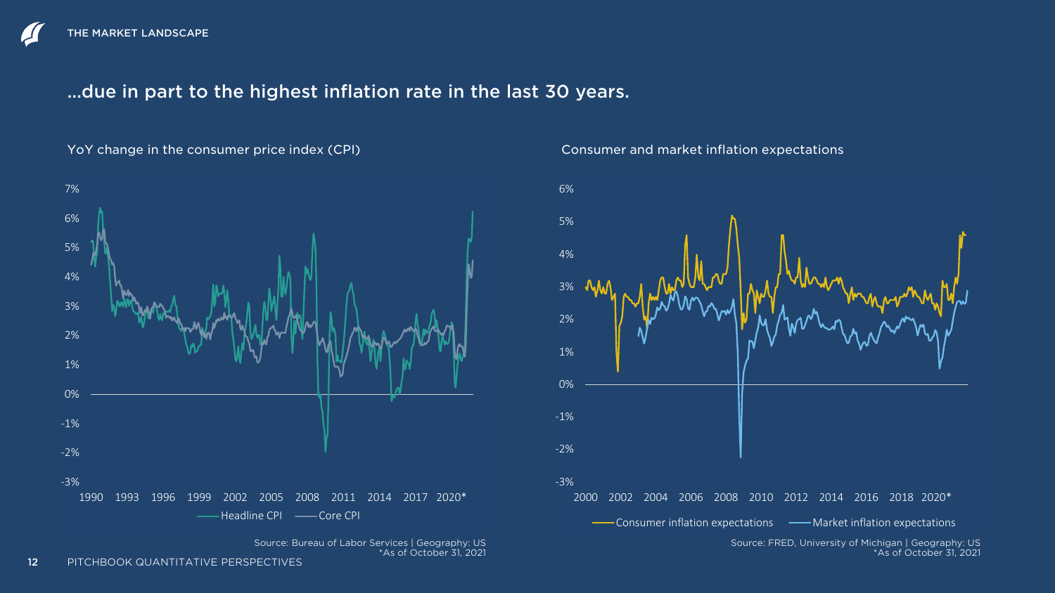## …due in part to the highest inflation rate in the last 30 years.

YoY change in the consumer price index (CPI)

Source: Bureau of Labor Services | Geography: US
*As of October 31, 2021

Consumer and market inflation expectations

Source: FRED, University of Michigan | Geography: US
*As of October 31, 2021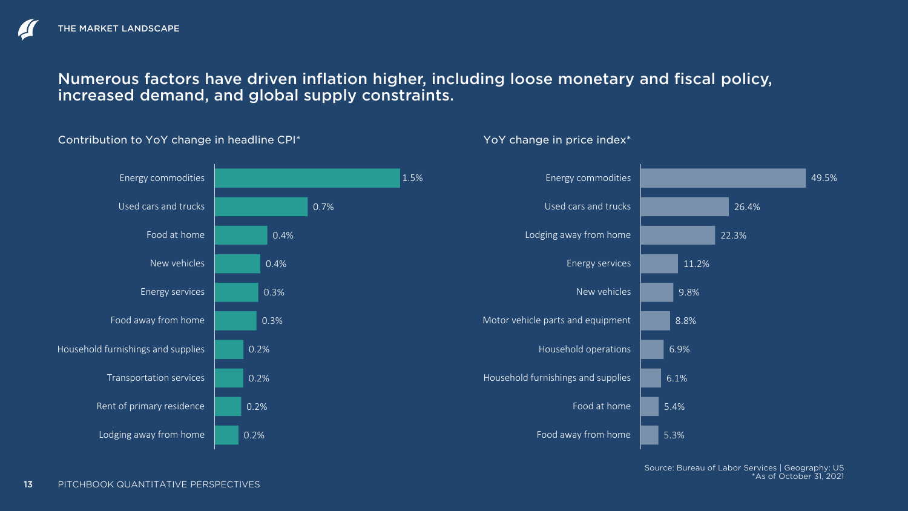## Numerous factors have driven inflation higher, including loose monetary and fiscal policy, increased demand, and global supply constraints.

### Contribution to YoY change in headline CPI*

| Category | Contribution |
|---|---|
| Energy commodities | 1.5% |
| Used cars and trucks | 0.7% |
| Food at home | 0.4% |
| New vehicles | 0.4% |
| Energy services | 0.3% |
| Food away from home | 0.3% |
| Household furnishings and supplies | 0.2% |
| Transportation services | 0.2% |
| Rent of primary residence | 0.2% |
| Lodging away from home | 0.2% |

### YoY change in price index*

| Category | YoY change |
|---|---|
| Energy commodities | 49.5% |
| Used cars and trucks | 26.4% |
| Lodging away from home | 22.3% |
| Energy services | 11.2% |
| New vehicles | 9.8% |
| Motor vehicle parts and equipment | 8.8% |
| Household operations | 6.9% |
| Household furnishings and supplies | 6.1% |
| Food at home | 5.4% |
| Food away from home | 5.3% |

Source: Bureau of Labor Services | Geography: US
*As of October 31, 2021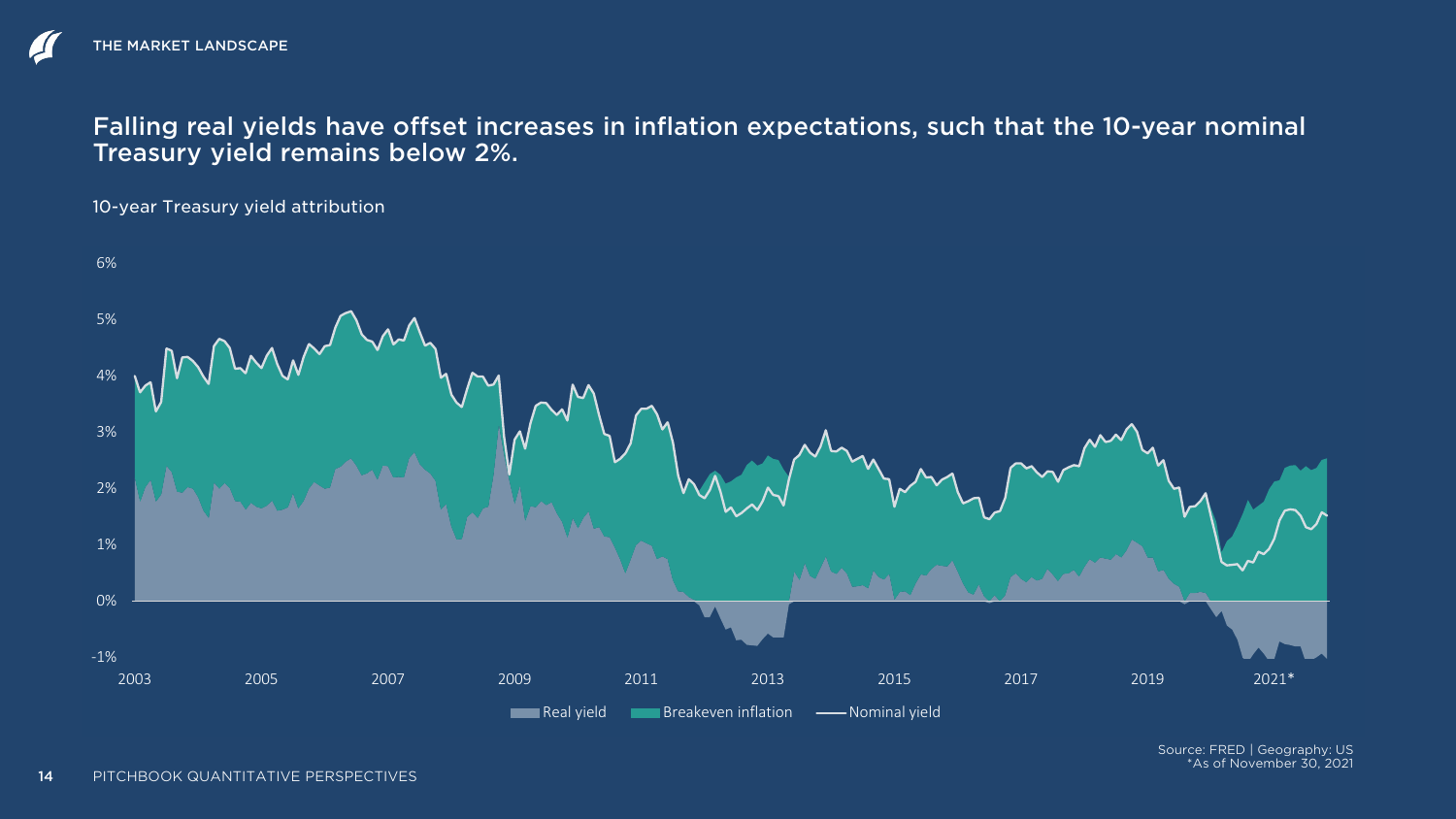THE MARKET LANDSCAPE

## Falling real yields have offset increases in inflation expectations, such that the 10-year nominal Treasury yield remains below 2%.

10-year Treasury yield attribution

Real yield | Breakeven inflation | Nominal yield

Source: FRED | Geography: US
*As of November 30, 2021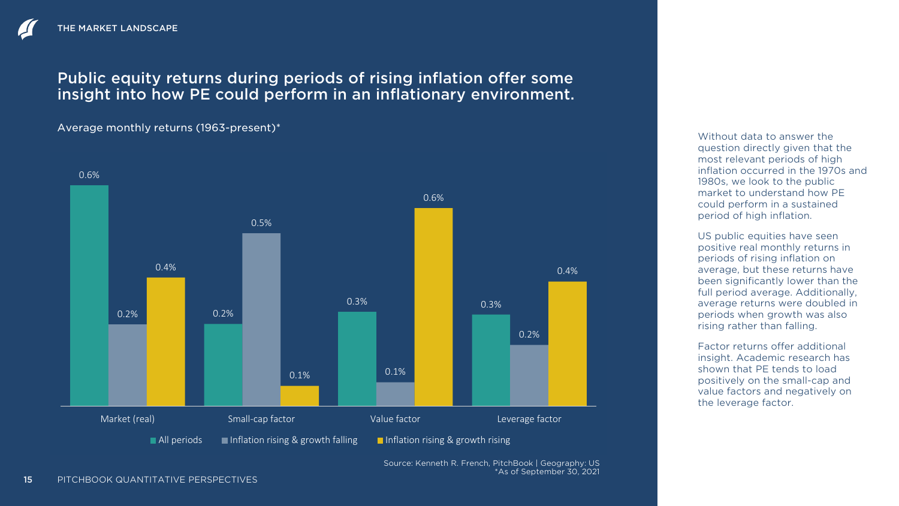# Public equity returns during periods of rising inflation offer some insight into how PE could perform in an inflationary environment.

Average monthly returns (1963-present)*

| | All periods | Inflation rising & growth falling | Inflation rising & growth rising |
|---|---|---|---|
| Market (real) | 0.6% | 0.2% | 0.4% |
| Small-cap factor | 0.2% | 0.5% | 0.1% |
| Value factor | 0.3% | 0.1% | 0.6% |
| Leverage factor | 0.3% | 0.2% | 0.4% |

Source: Kenneth R. French, PitchBook | Geography: US
*As of September 30, 2021

Without data to answer the question directly given that the most relevant periods of high inflation occurred in the 1970s and 1980s, we look to the public market to understand how PE could perform in a sustained period of high inflation.

US public equities have seen positive real monthly returns in periods of rising inflation on average, but these returns have been significantly lower than the full period average. Additionally, average returns were doubled in periods when growth was also rising rather than falling.

Factor returns offer additional insight. Academic research has shown that PE tends to load positively on the small-cap and value factors and negatively on the leverage factor.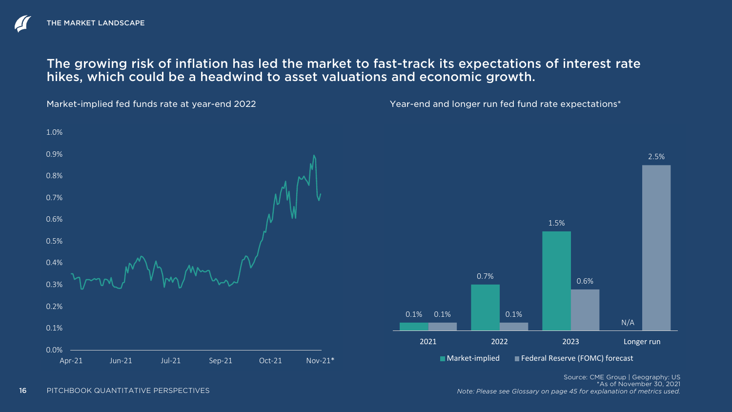## The growing risk of inflation has led the market to fast-track its expectations of interest rate hikes, which could be a headwind to asset valuations and economic growth.

Market-implied fed funds rate at year-end 2022

Year-end and longer run fed fund rate expectations*

| | Market-implied | Federal Reserve (FOMC) forecast |
|---|---|---|
| 2021 | 0.1% | 0.1% |
| 2022 | 0.7% | 0.1% |
| 2023 | 1.5% | 0.6% |
| Longer run | N/A | 2.5% |

Source: CME Group | Geography: US
*As of November 30, 2021
*Note: Please see Glossary on page 45 for explanation of metrics used.*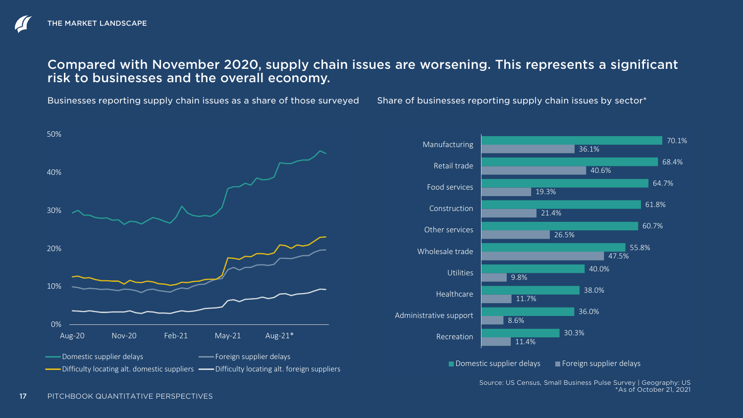THE MARKET LANDSCAPE

## Compared with November 2020, supply chain issues are worsening. This represents a significant risk to businesses and the overall economy.

Businesses reporting supply chain issues as a share of those surveyed

Share of businesses reporting supply chain issues by sector*

| Sector | Domestic supplier delays | Foreign supplier delays |
|---|---|---|
| Manufacturing | 70.1% | 36.1% |
| Retail trade | 68.4% | 40.6% |
| Food services | 64.7% | 19.3% |
| Construction | 61.8% | 21.4% |
| Other services | 60.7% | 26.5% |
| Wholesale trade | 55.8% | 47.5% |
| Utilities | 40.0% | 9.8% |
| Healthcare | 38.0% | 11.7% |
| Administrative support | 36.0% | 8.6% |
| Recreation | 30.3% | 11.4% |

Source: US Census, Small Business Pulse Survey | Geography: US
*As of October 21, 2021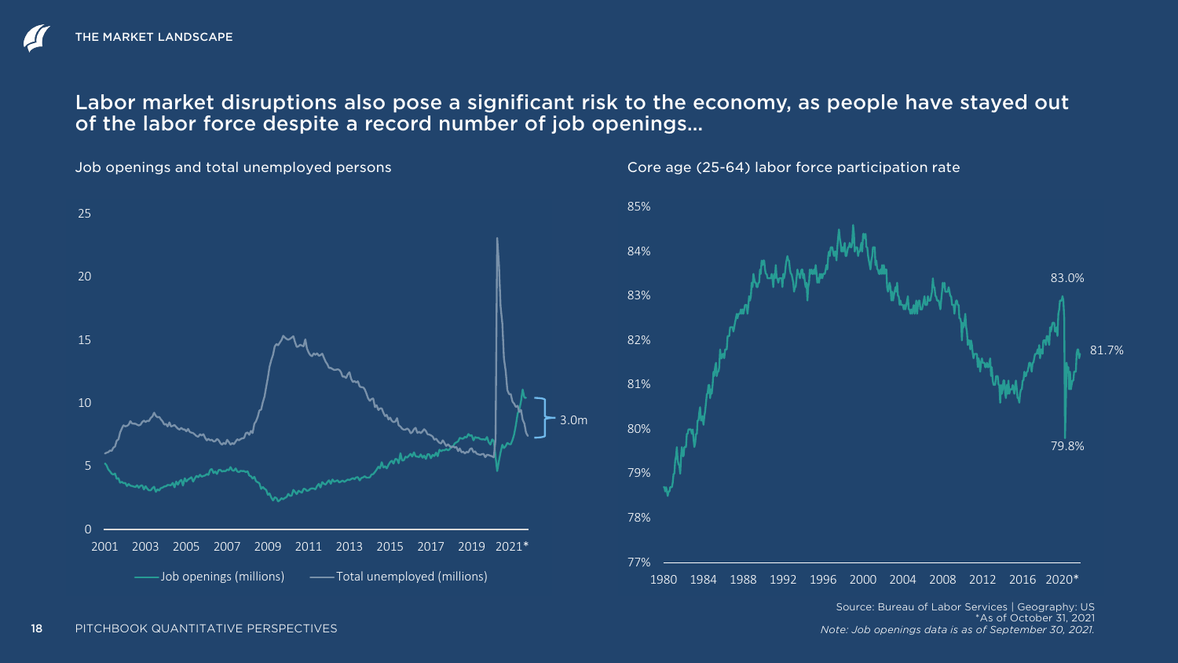THE MARKET LANDSCAPE

## Labor market disruptions also pose a significant risk to the economy, as people have stayed out of the labor force despite a record number of job openings...

Job openings and total unemployed persons

Core age (25-64) labor force participation rate

Source: Bureau of Labor Services | Geography: US
*As of October 31, 2021
*Note: Job openings data is as of September 30, 2021.*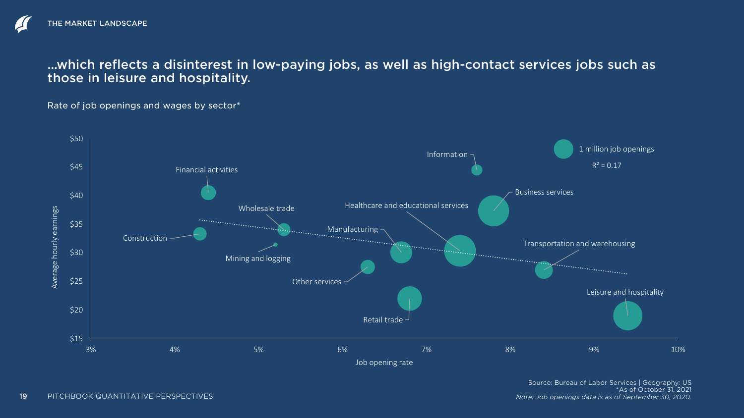## …which reflects a disinterest in low-paying jobs, as well as high-contact services jobs such as those in leisure and hospitality.

Rate of job openings and wages by sector*

Source: Bureau of Labor Services | Geography: US
*As of October 31, 2021
*Note: Job openings data is as of September 30, 2020.*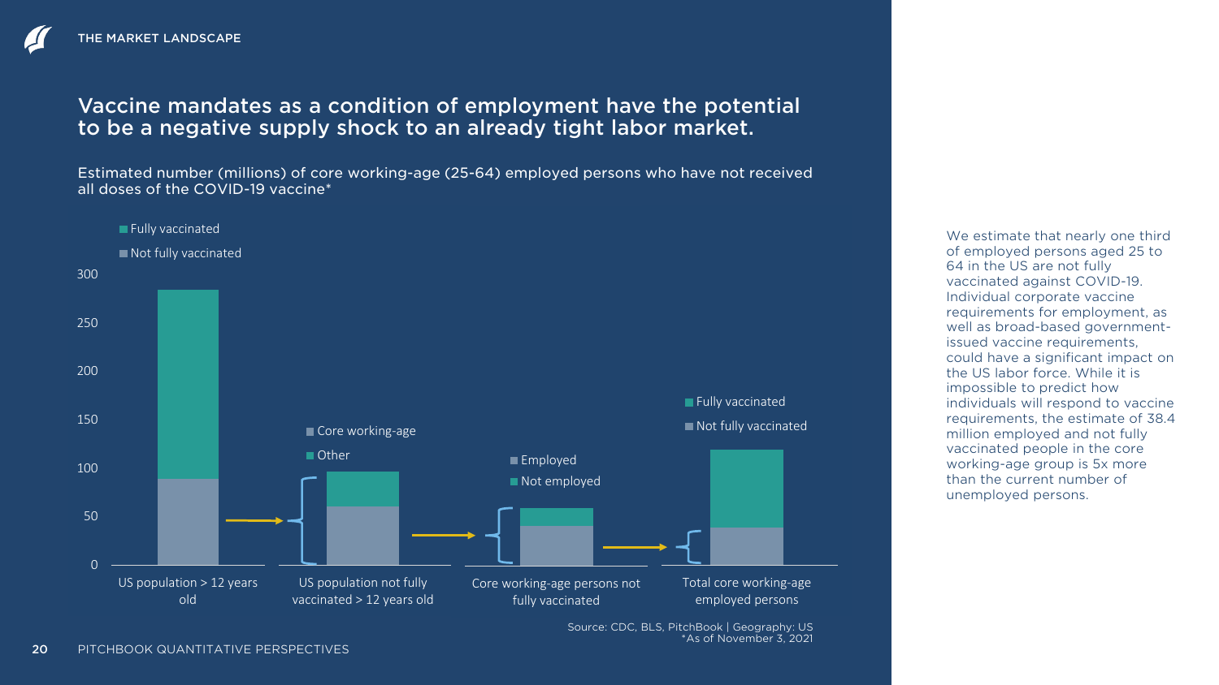## Vaccine mandates as a condition of employment have the potential to be a negative supply shock to an already tight labor market.

Estimated number (millions) of core working-age (25-64) employed persons who have not received all doses of the COVID-19 vaccine*

Fully vaccinated
Not fully vaccinated

Core working-age
Other

Employed
Not employed

Fully vaccinated
Not fully vaccinated

300
250
200
150
100
50
0

US population > 12 years old | US population not fully vaccinated > 12 years old | Core working-age persons not fully vaccinated | Total core working-age employed persons

Source: CDC, BLS, PitchBook | Geography: US
*As of November 3, 2021

We estimate that nearly one third of employed persons aged 25 to 64 in the US are not fully vaccinated against COVID-19. Individual corporate vaccine requirements for employment, as well as broad-based government-issued vaccine requirements, could have a significant impact on the US labor force. While it is impossible to predict how individuals will respond to vaccine requirements, the estimate of 38.4 million employed and not fully vaccinated people in the core working-age group is 5x more than the current number of unemployed persons.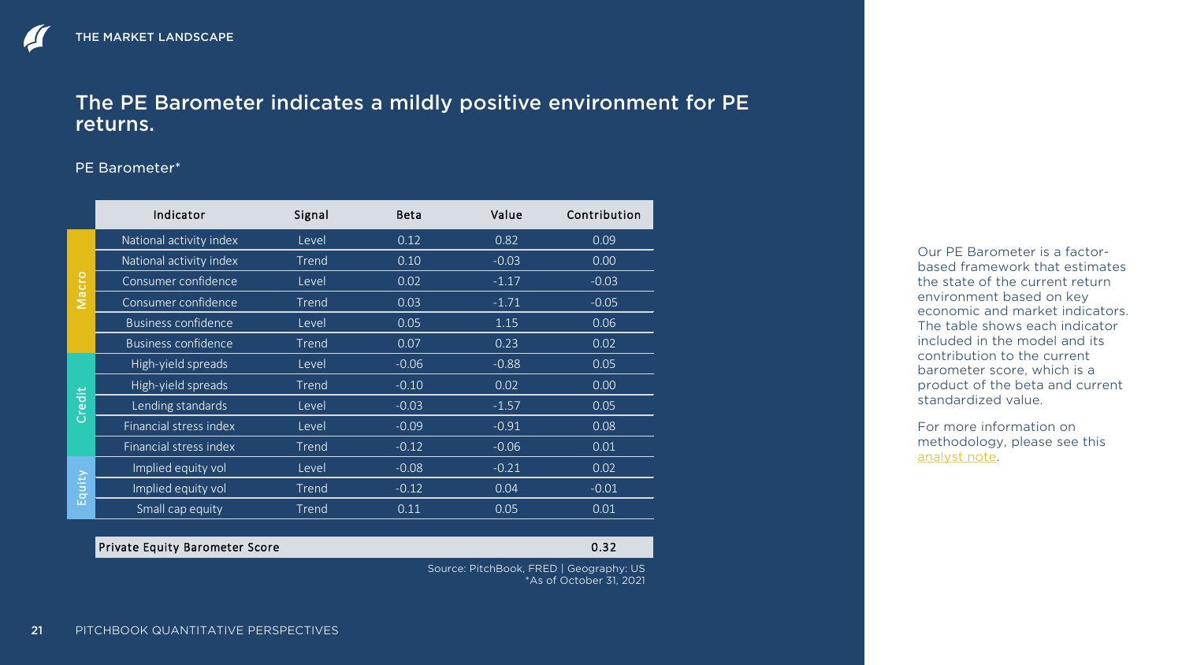## The PE Barometer indicates a mildly positive environment for PE returns.

PE Barometer*

| | Indicator | Signal | Beta | Value | Contribution |
|---|---|---|---|---|---|
| Macro | National activity index | Level | 0.12 | 0.82 | 0.09 |
| | National activity index | Trend | 0.10 | -0.03 | 0.00 |
| | Consumer confidence | Level | 0.02 | -1.17 | -0.03 |
| | Consumer confidence | Trend | 0.03 | -1.71 | -0.05 |
| | Business confidence | Level | 0.05 | 1.15 | 0.06 |
| | Business confidence | Trend | 0.07 | 0.23 | 0.02 |
| Credit | High-yield spreads | Level | -0.06 | -0.88 | 0.05 |
| | High-yield spreads | Trend | -0.10 | 0.02 | 0.00 |
| | Lending standards | Level | -0.03 | -1.57 | 0.05 |
| | Financial stress index | Level | -0.09 | -0.91 | 0.08 |
| | Financial stress index | Trend | -0.12 | -0.06 | 0.01 |
| Equity | Implied equity vol | Level | -0.08 | -0.21 | 0.02 |
| | Implied equity vol | Trend | -0.12 | 0.04 | -0.01 |
| | Small cap equity | Trend | 0.11 | 0.05 | 0.01 |
| | **Private Equity Barometer Score** | | | | **0.32** |

Source: PitchBook, FRED | Geography: US
*As of October 31, 2021

Our PE Barometer is a factor-based framework that estimates the state of the current return environment based on key economic and market indicators. The table shows each indicator included in the model and its contribution to the current barometer score, which is a product of the beta and current standardized value.

For more information on methodology, please see this analyst note.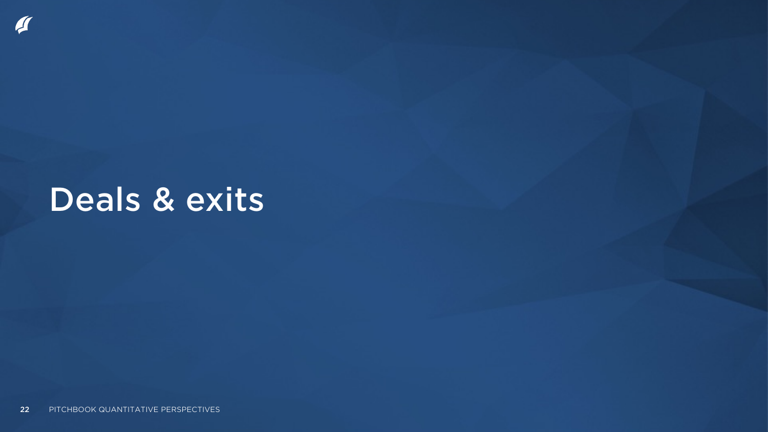# Deals & exits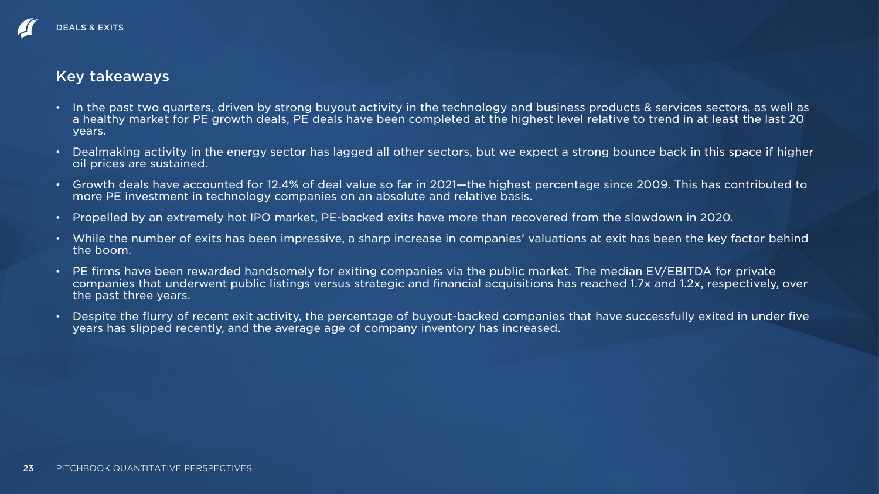## Key takeaways

- In the past two quarters, driven by strong buyout activity in the technology and business products & services sectors, as well as a healthy market for PE growth deals, PE deals have been completed at the highest level relative to trend in at least the last 20 years.
- Dealmaking activity in the energy sector has lagged all other sectors, but we expect a strong bounce back in this space if higher oil prices are sustained.
- Growth deals have accounted for 12.4% of deal value so far in 2021—the highest percentage since 2009. This has contributed to more PE investment in technology companies on an absolute and relative basis.
- Propelled by an extremely hot IPO market, PE-backed exits have more than recovered from the slowdown in 2020.
- While the number of exits has been impressive, a sharp increase in companies' valuations at exit has been the key factor behind the boom.
- PE firms have been rewarded handsomely for exiting companies via the public market. The median EV/EBITDA for private companies that underwent public listings versus strategic and financial acquisitions has reached 1.7x and 1.2x, respectively, over the past three years.
- Despite the flurry of recent exit activity, the percentage of buyout-backed companies that have successfully exited in under five years has slipped recently, and the average age of company inventory has increased.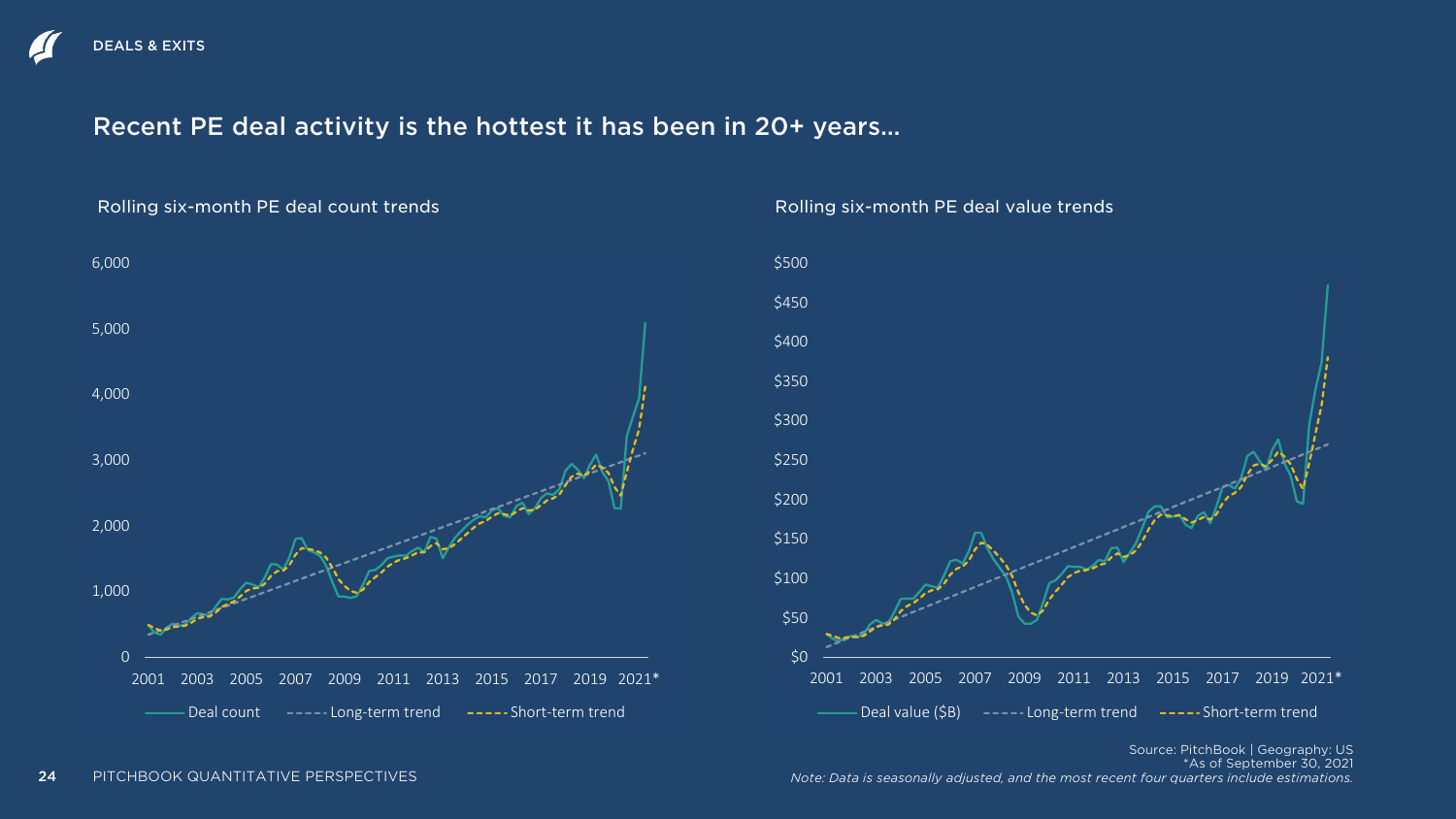## Recent PE deal activity is the hottest it has been in 20+ years…

Rolling six-month PE deal count trends

Rolling six-month PE deal value trends

Source: PitchBook | Geography: US
*As of September 30, 2021

*Note: Data is seasonally adjusted, and the most recent four quarters include estimations.*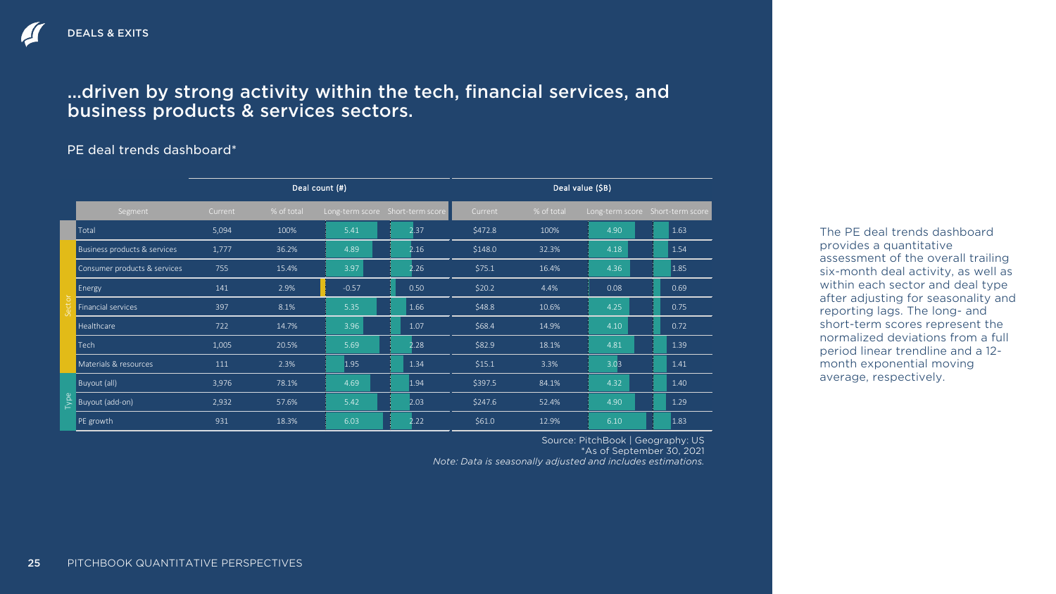## ...driven by strong activity within the tech, financial services, and business products & services sectors.

PE deal trends dashboard*

| | Segment | Deal count (#) | | | | Deal value ($B) | | | |
|---|---|---|---|---|---|---|---|---|---|
| | | Current | % of total | Long-term score | Short-term score | Current | % of total | Long-term score | Short-term score |
| | Total | 5,094 | 100% | 5.41 | 2.37 | $472.8 | 100% | 4.90 | 1.63 |
| Sector | Business products & services | 1,777 | 36.2% | 4.89 | 2.16 | $148.0 | 32.3% | 4.18 | 1.54 |
| Sector | Consumer products & services | 755 | 15.4% | 3.97 | 2.26 | $75.1 | 16.4% | 4.36 | 1.85 |
| Sector | Energy | 141 | 2.9% | -0.57 | 0.50 | $20.2 | 4.4% | 0.08 | 0.69 |
| Sector | Financial services | 397 | 8.1% | 5.35 | 1.66 | $48.8 | 10.6% | 4.25 | 0.75 |
| Sector | Healthcare | 722 | 14.7% | 3.96 | 1.07 | $68.4 | 14.9% | 4.10 | 0.72 |
| Sector | Tech | 1,005 | 20.5% | 5.69 | 2.28 | $82.9 | 18.1% | 4.81 | 1.39 |
| Sector | Materials & resources | 111 | 2.3% | 1.95 | 1.34 | $15.1 | 3.3% | 3.03 | 1.41 |
| Type | Buyout (all) | 3,976 | 78.1% | 4.69 | 1.94 | $397.5 | 84.1% | 4.32 | 1.40 |
| Type | Buyout (add-on) | 2,932 | 57.6% | 5.42 | 2.03 | $247.6 | 52.4% | 4.90 | 1.29 |
| Type | PE growth | 931 | 18.3% | 6.03 | 2.22 | $61.0 | 12.9% | 6.10 | 1.83 |

Source: PitchBook | Geography: US
*As of September 30, 2021
*Note: Data is seasonally adjusted and includes estimations.*

The PE deal trends dashboard provides a quantitative assessment of the overall trailing six-month deal activity, as well as within each sector and deal type after adjusting for seasonality and reporting lags. The long- and short-term scores represent the normalized deviations from a full period linear trendline and a 12-month exponential moving average, respectively.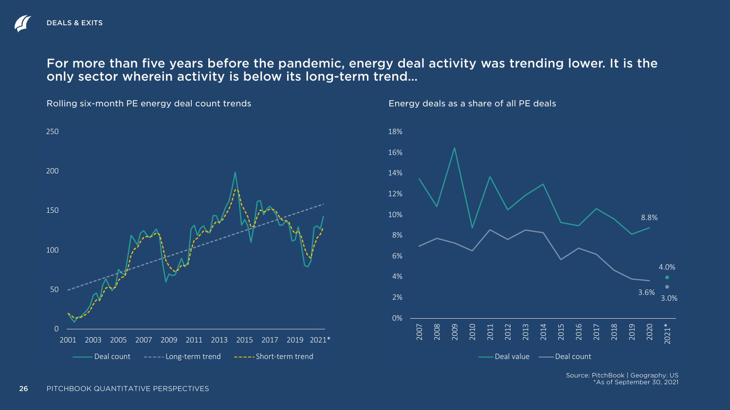## For more than five years before the pandemic, energy deal activity was trending lower. It is the only sector wherein activity is below its long-term trend…

Rolling six-month PE energy deal count trends

Energy deals as a share of all PE deals

Source: PitchBook | Geography: US
*As of September 30, 2021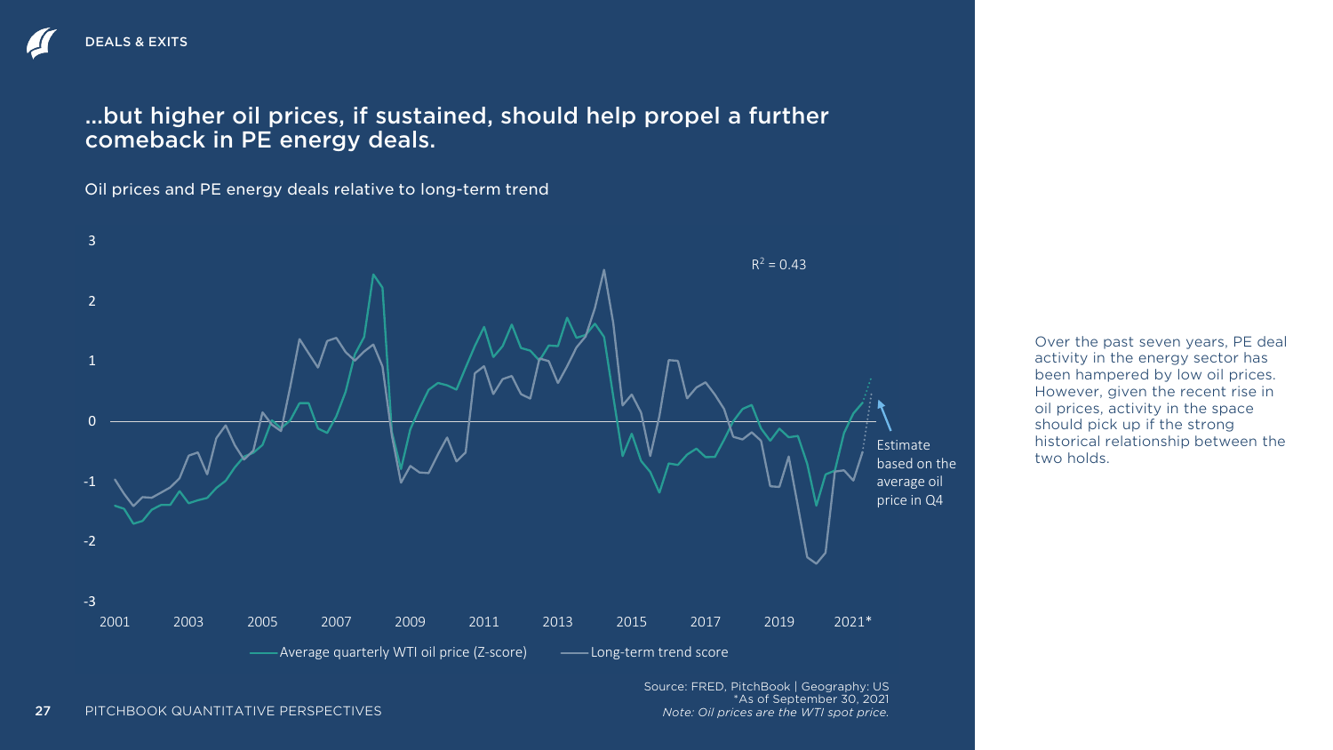## ...but higher oil prices, if sustained, should help propel a further comeback in PE energy deals.

Oil prices and PE energy deals relative to long-term trend

$R^2 = 0.43$

Estimate based on the average oil price in Q4

Average quarterly WTI oil price (Z-score) — Long-term trend score

Source: FRED, PitchBook | Geography: US
*As of September 30, 2021
*Note: Oil prices are the WTI spot price.*

Over the past seven years, PE deal activity in the energy sector has been hampered by low oil prices. However, given the recent rise in oil prices, activity in the space should pick up if the strong historical relationship between the two holds.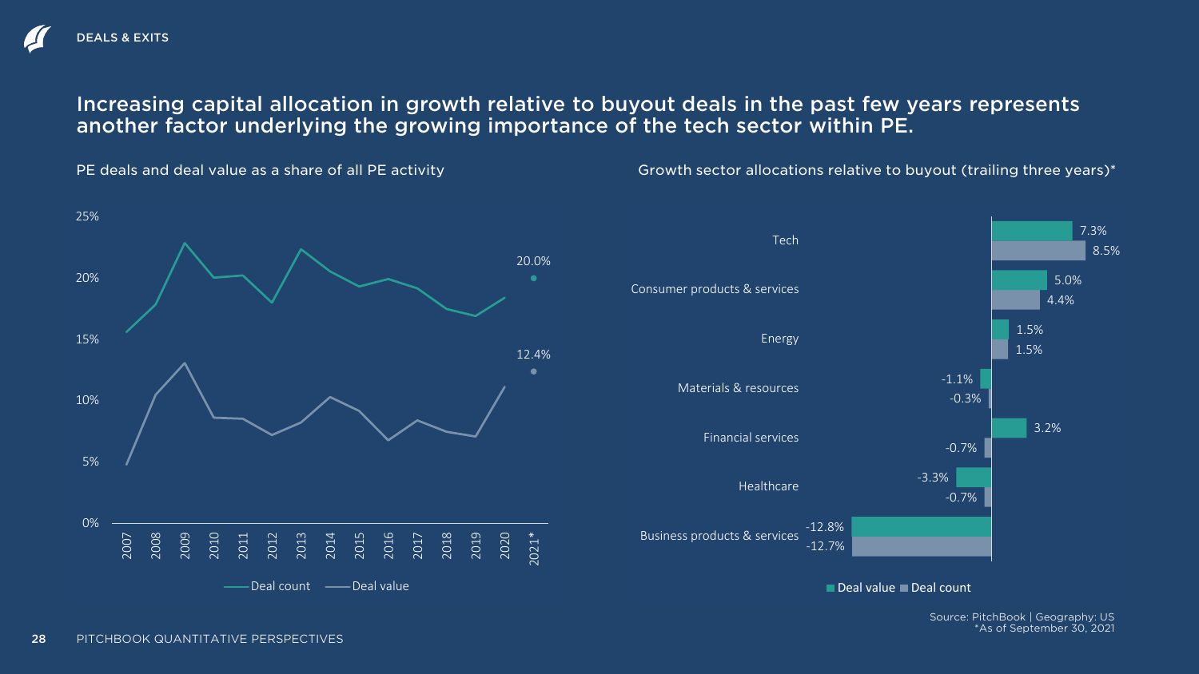DEALS & EXITS

## Increasing capital allocation in growth relative to buyout deals in the past few years represents another factor underlying the growing importance of the tech sector within PE.

PE deals and deal value as a share of all PE activity

Growth sector allocations relative to buyout (trailing three years)*

| Sector | Deal value | Deal count |
|---|---|---|
| Tech | 7.3% | 8.5% |
| Consumer products & services | 5.0% | 4.4% |
| Energy | 1.5% | 1.5% |
| Materials & resources | -1.1% | -0.3% |
| Financial services | 3.2% | -0.7% |
| Healthcare | -3.3% | -0.7% |
| Business products & services | -12.8% | -12.7% |

Source: PitchBook | Geography: US
*As of September 30, 2021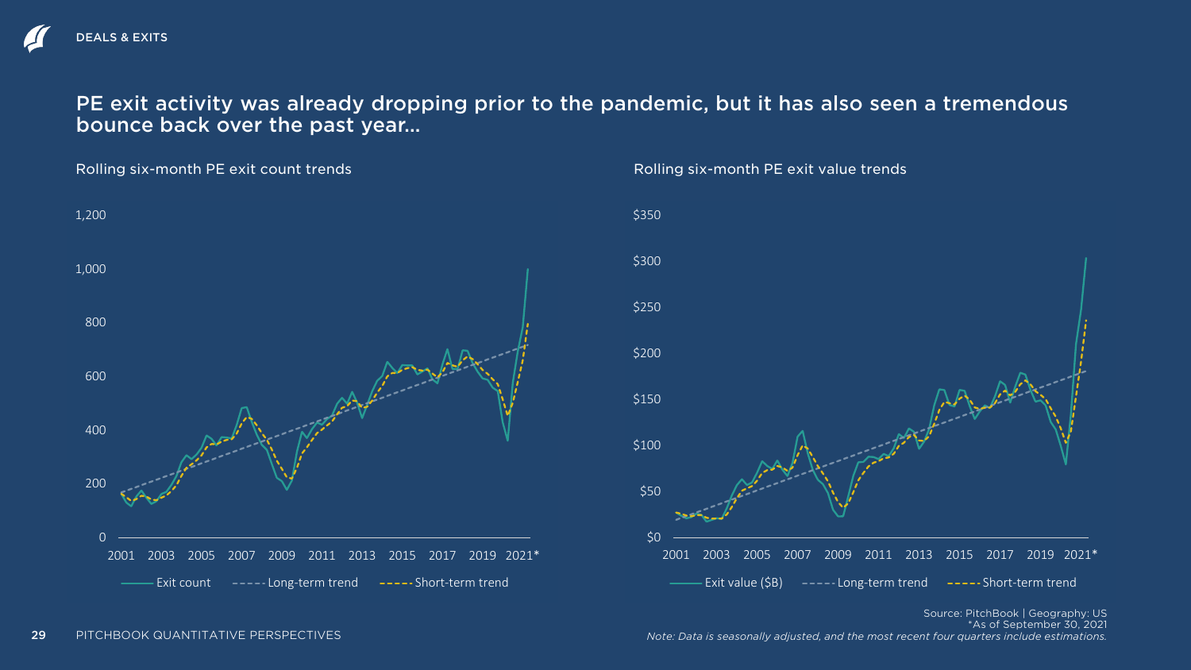DEALS & EXITS

## PE exit activity was already dropping prior to the pandemic, but it has also seen a tremendous bounce back over the past year...

### Rolling six-month PE exit count trends

1,200
1,000
800
600
400
200
0

2001 2003 2005 2007 2009 2011 2013 2015 2017 2019 2021*

Exit count | Long-term trend | Short-term trend

### Rolling six-month PE exit value trends

$350
$300
$250
$200
$150
$100
$50
$0

2001 2003 2005 2007 2009 2011 2013 2015 2017 2019 2021*

Exit value ($B) | Long-term trend | Short-term trend

Source: PitchBook | Geography: US
*As of September 30, 2021

*Note: Data is seasonally adjusted, and the most recent four quarters include estimations.*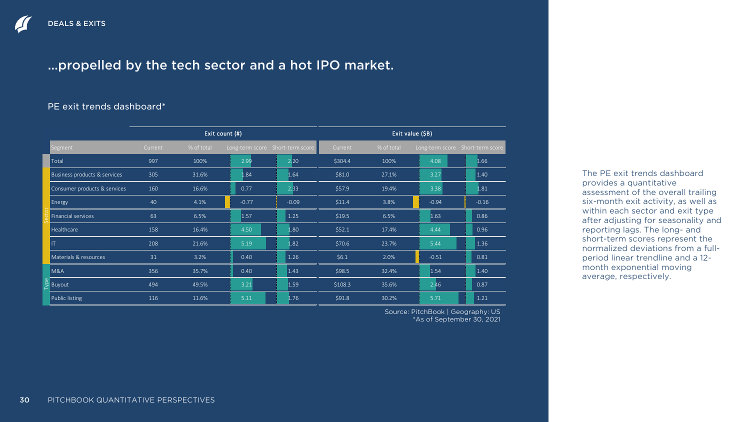DEALS & EXITS

# ...propelled by the tech sector and a hot IPO market.

## PE exit trends dashboard*

| | Segment | Exit count (#) Current | Exit count (#) % of total | Exit count (#) Long-term score | Exit count (#) Short-term score | Exit value ($B) Current | Exit value ($B) % of total | Exit value ($B) Long-term score | Exit value ($B) Short-term score |
|---|---|---|---|---|---|---|---|---|---|
| | Total | 997 | 100% | 2.99 | 2.20 | $304.4 | 100% | 4.08 | 1.66 |
| Sector | Business products & services | 305 | 31.6% | 1.84 | 1.64 | $81.0 | 27.1% | 3.27 | 1.40 |
| Sector | Consumer products & services | 160 | 16.6% | 0.77 | 2.33 | $57.9 | 19.4% | 3.38 | 1.81 |
| Sector | Energy | 40 | 4.1% | -0.77 | -0.09 | $11.4 | 3.8% | -0.94 | -0.16 |
| Sector | Financial services | 63 | 6.5% | 1.57 | 1.25 | $19.5 | 6.5% | 1.63 | 0.86 |
| Sector | Healthcare | 158 | 16.4% | 4.50 | 1.80 | $52.1 | 17.4% | 4.44 | 0.96 |
| Sector | IT | 208 | 21.6% | 5.19 | 1.82 | $70.6 | 23.7% | 5.44 | 1.36 |
| Sector | Materials & resources | 31 | 3.2% | 0.40 | 1.26 | $6.1 | 2.0% | -0.51 | 0.81 |
| Type | M&A | 356 | 35.7% | 0.40 | 1.43 | $98.5 | 32.4% | 1.54 | 1.40 |
| Type | Buyout | 494 | 49.5% | 3.21 | 1.59 | $108.3 | 35.6% | 2.46 | 0.87 |
| Type | Public listing | 116 | 11.6% | 5.11 | 1.76 | $91.8 | 30.2% | 5.71 | 1.21 |

Source: PitchBook | Geography: US
*As of September 30, 2021

The PE exit trends dashboard provides a quantitative assessment of the overall trailing six-month exit activity, as well as within each sector and exit type after adjusting for seasonality and reporting lags. The long- and short-term scores represent the normalized deviations from a full-period linear trendline and a 12-month exponential moving average, respectively.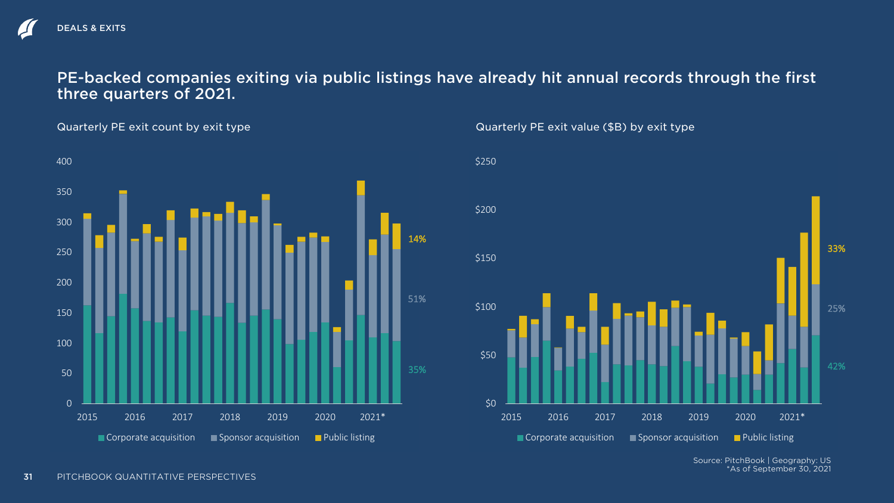DEALS & EXITS

## PE-backed companies exiting via public listings have already hit annual records through the first three quarters of 2021.

Quarterly PE exit count by exit type

Quarterly PE exit value ($B) by exit type

Source: PitchBook | Geography: US
*As of September 30, 2021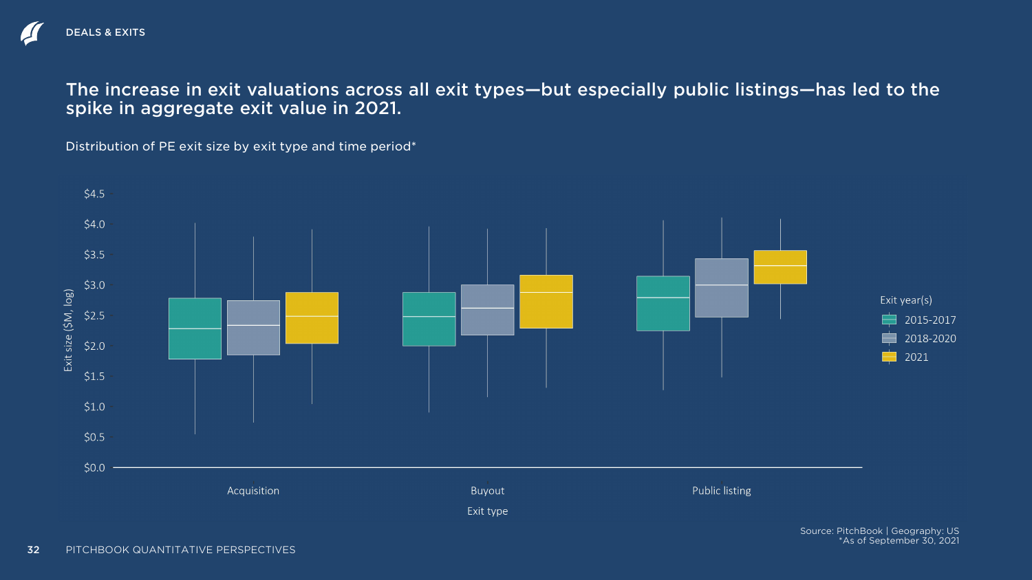The increase in exit valuations across all exit types—but especially public listings—has led to the spike in aggregate exit value in 2021.

Distribution of PE exit size by exit type and time period*

Source: PitchBook | Geography: US
*As of September 30, 2021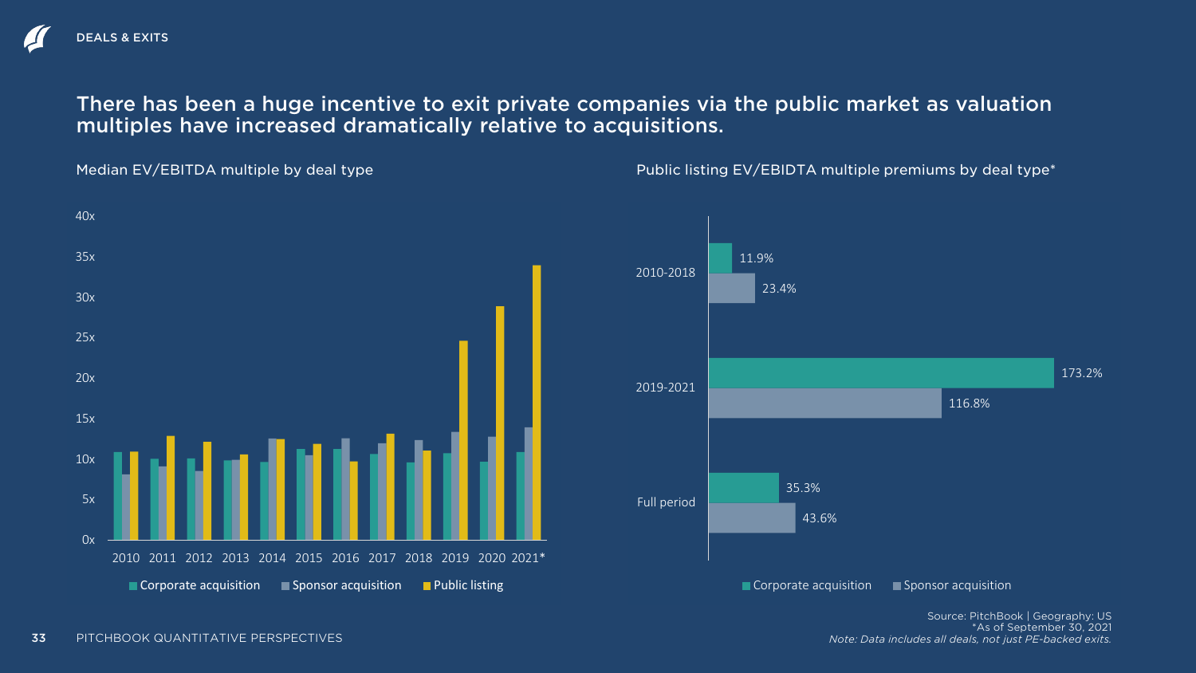DEALS & EXITS

## There has been a huge incentive to exit private companies via the public market as valuation multiples have increased dramatically relative to acquisitions.

Median EV/EBITDA multiple by deal type

Public listing EV/EBIDTA multiple premiums by deal type*

| Period | Corporate acquisition | Sponsor acquisition |
|---|---|---|
| 2010-2018 | 11.9% | 23.4% |
| 2019-2021 | 173.2% | 116.8% |
| Full period | 35.3% | 43.6% |

Source: PitchBook | Geography: US
*As of September 30, 2021
*Note: Data includes all deals, not just PE-backed exits.*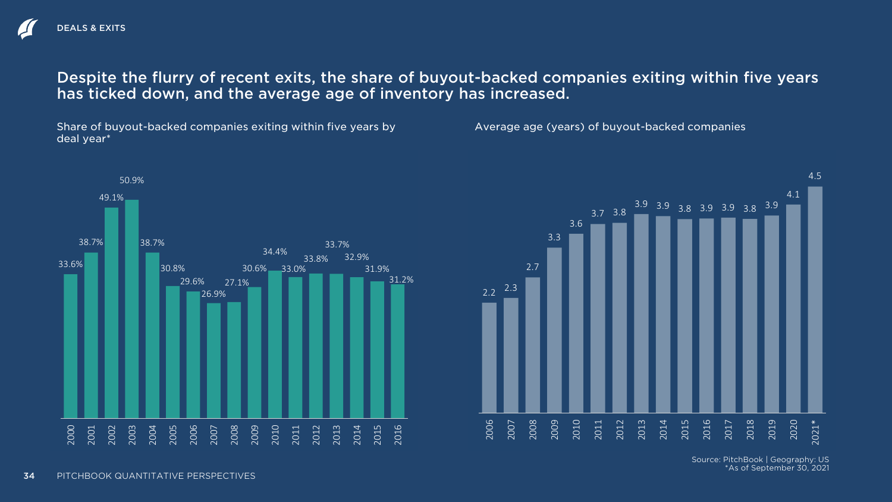DEALS & EXITS

## Despite the flurry of recent exits, the share of buyout-backed companies exiting within five years has ticked down, and the average age of inventory has increased.

Share of buyout-backed companies exiting within five years by deal year*

| Deal year | Share |
|---|---|
| 2000 | 33.6% |
| 2001 | 38.7% |
| 2002 | 49.1% |
| 2003 | 50.9% |
| 2004 | 38.7% |
| 2005 | 30.8% |
| 2006 | 29.6% |
| 2007 | 26.9% |
| 2008 | 27.1% |
| 2009 | 30.6% |
| 2010 | 34.4% |
| 2011 | 33.0% |
| 2012 | 33.8% |
| 2013 | 33.7% |
| 2014 | 32.9% |
| 2015 | 31.9% |
| 2016 | 31.2% |

Average age (years) of buyout-backed companies

| Year | Average age |
|---|---|
| 2006 | 2.2 |
| 2007 | 2.3 |
| 2008 | 2.7 |
| 2009 | 3.3 |
| 2010 | 3.6 |
| 2011 | 3.7 |
| 2012 | 3.8 |
| 2013 | 3.9 |
| 2014 | 3.9 |
| 2015 | 3.8 |
| 2016 | 3.9 |
| 2017 | 3.9 |
| 2018 | 3.8 |
| 2019 | 3.9 |
| 2020 | 4.1 |
| 2021* | 4.5 |

Source: PitchBook | Geography: US
*As of September 30, 2021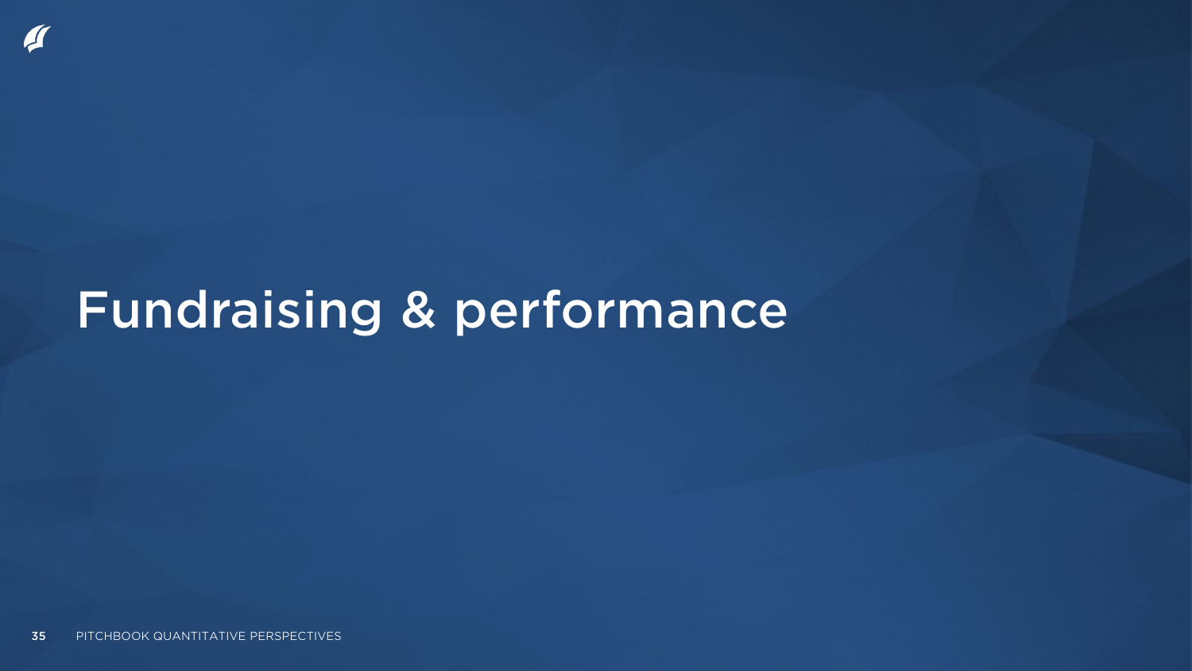# Fundraising & performance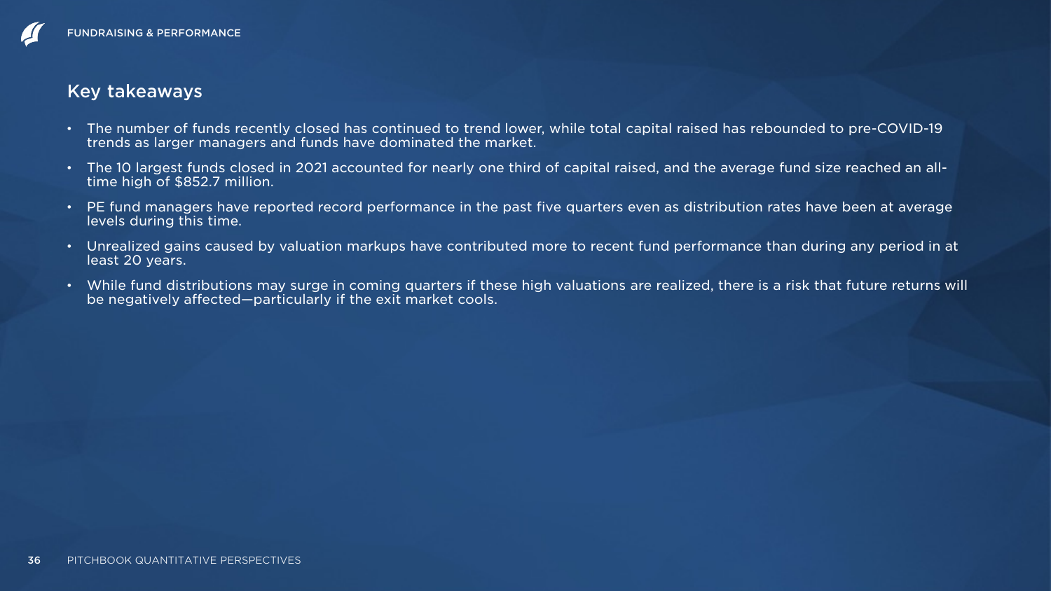## Key takeaways

- The number of funds recently closed has continued to trend lower, while total capital raised has rebounded to pre-COVID-19 trends as larger managers and funds have dominated the market.
- The 10 largest funds closed in 2021 accounted for nearly one third of capital raised, and the average fund size reached an all-time high of $852.7 million.
- PE fund managers have reported record performance in the past five quarters even as distribution rates have been at average levels during this time.
- Unrealized gains caused by valuation markups have contributed more to recent fund performance than during any period in at least 20 years.
- While fund distributions may surge in coming quarters if these high valuations are realized, there is a risk that future returns will be negatively affected—particularly if the exit market cools.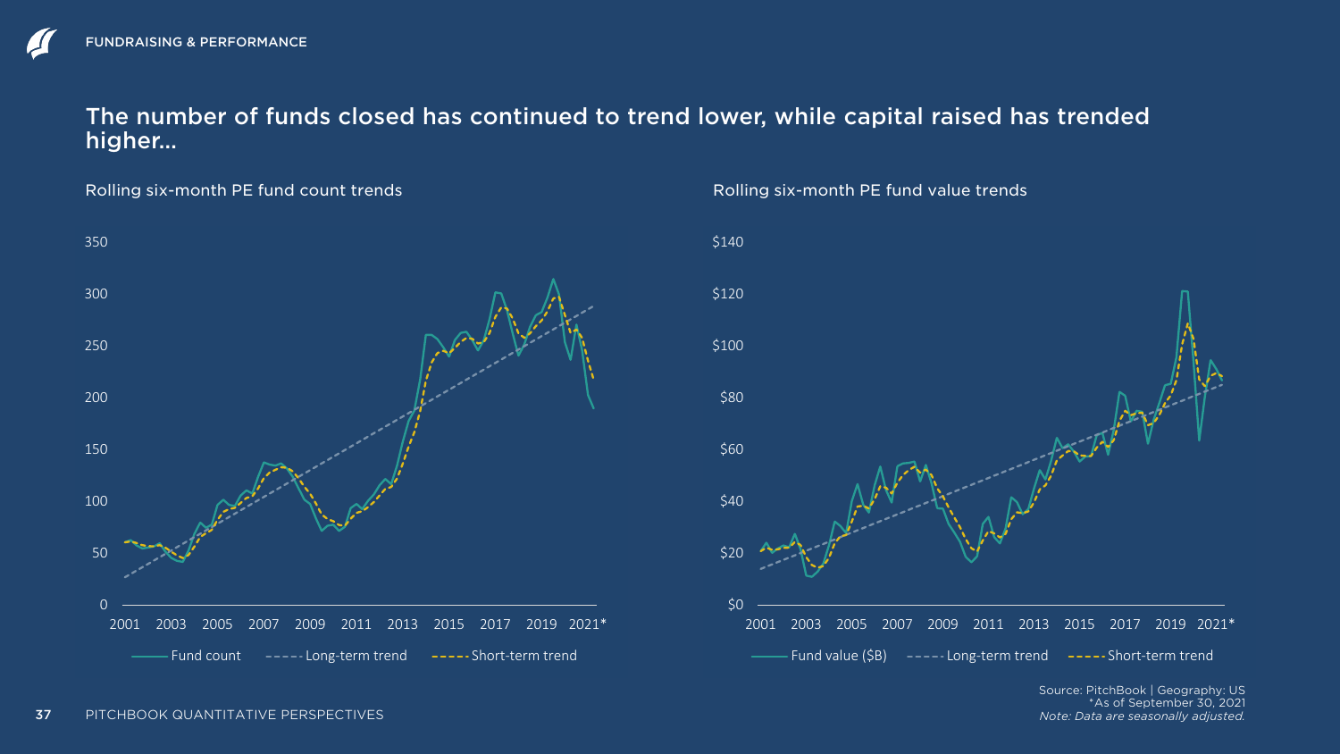FUNDRAISING & PERFORMANCE

## The number of funds closed has continued to trend lower, while capital raised has trended higher...

Rolling six-month PE fund count trends

Rolling six-month PE fund value trends

Source: PitchBook | Geography: US
*As of September 30, 2021
*Note: Data are seasonally adjusted.*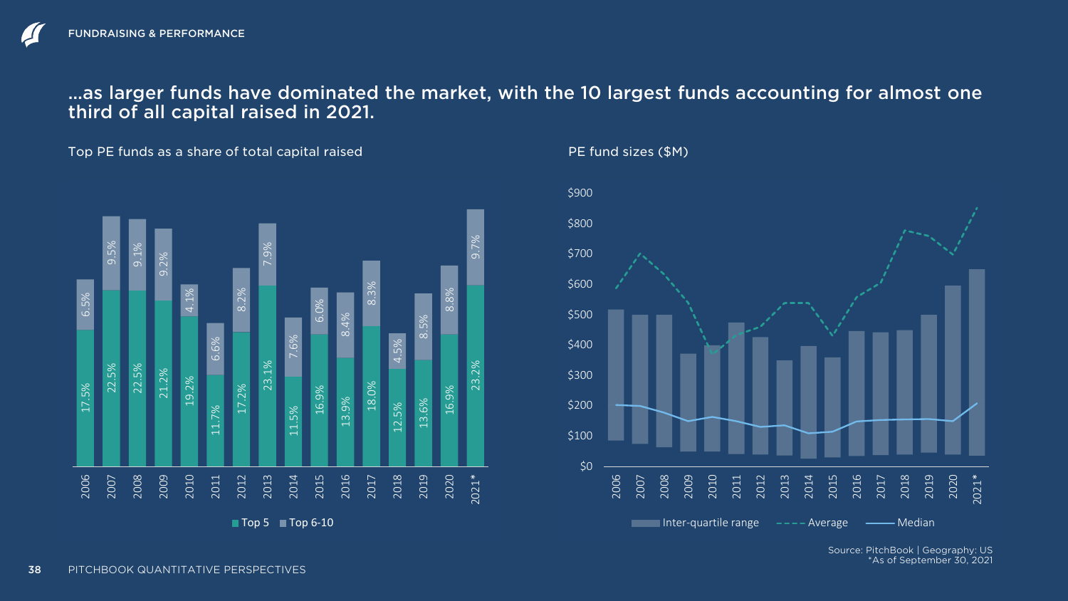## …as larger funds have dominated the market, with the 10 largest funds accounting for almost one third of all capital raised in 2021.

### Top PE funds as a share of total capital raised

| Year | Top 5 | Top 6-10 |
|---|---|---|
| 2006 | 17.5% | 6.5% |
| 2007 | 22.5% | 9.5% |
| 2008 | 22.5% | 9.1% |
| 2009 | 21.2% | 9.2% |
| 2010 | 19.2% | 4.1% |
| 2011 | 11.7% | 6.6% |
| 2012 | 17.2% | 8.2% |
| 2013 | 23.1% | 7.9% |
| 2014 | 11.5% | 7.6% |
| 2015 | 16.9% | 6.0% |
| 2016 | 13.9% | 8.4% |
| 2017 | 18.0% | 8.3% |
| 2018 | 12.5% | 4.5% |
| 2019 | 13.6% | 8.5% |
| 2020 | 16.9% | 8.8% |
| 2021* | 23.2% | 9.7% |

### PE fund sizes ($M)

Legend: Inter-quartile range, Average, Median

Source: PitchBook | Geography: US
*As of September 30, 2021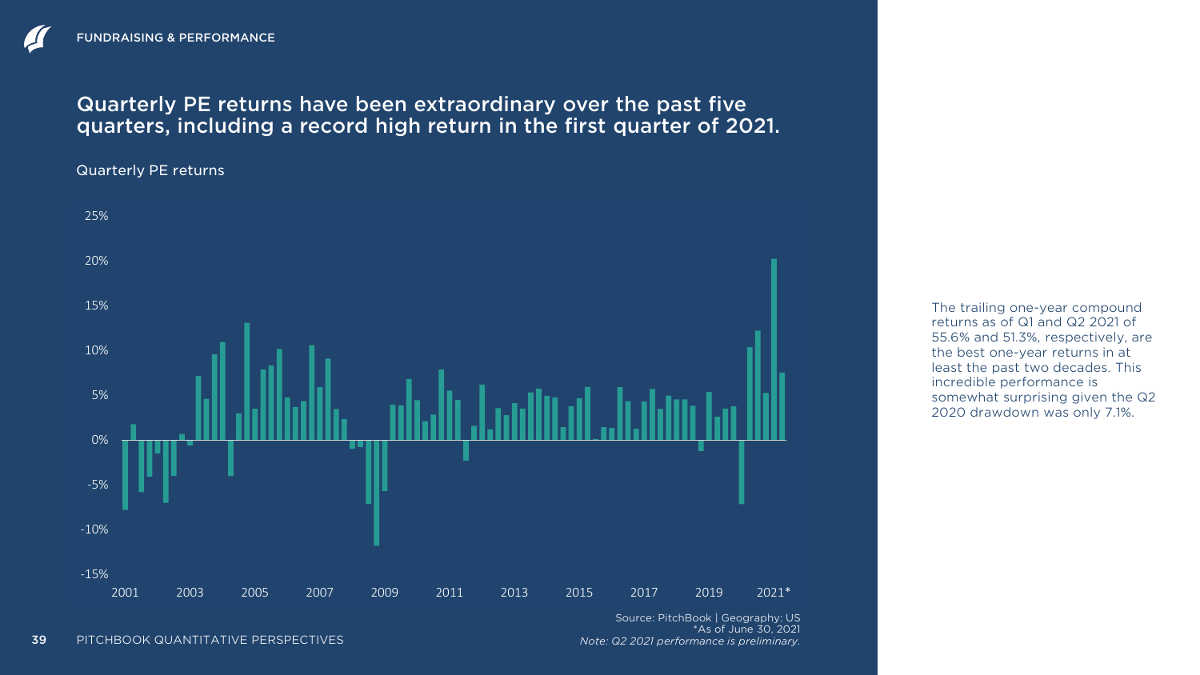FUNDRAISING & PERFORMANCE

## Quarterly PE returns have been extraordinary over the past five quarters, including a record high return in the first quarter of 2021.

Quarterly PE returns

Source: PitchBook | Geography: US
*As of June 30, 2021
*Note: Q2 2021 performance is preliminary.*

The trailing one-year compound returns as of Q1 and Q2 2021 of 55.6% and 51.3%, respectively, are the best one-year returns in at least the past two decades. This incredible performance is somewhat surprising given the Q2 2020 drawdown was only 7.1%.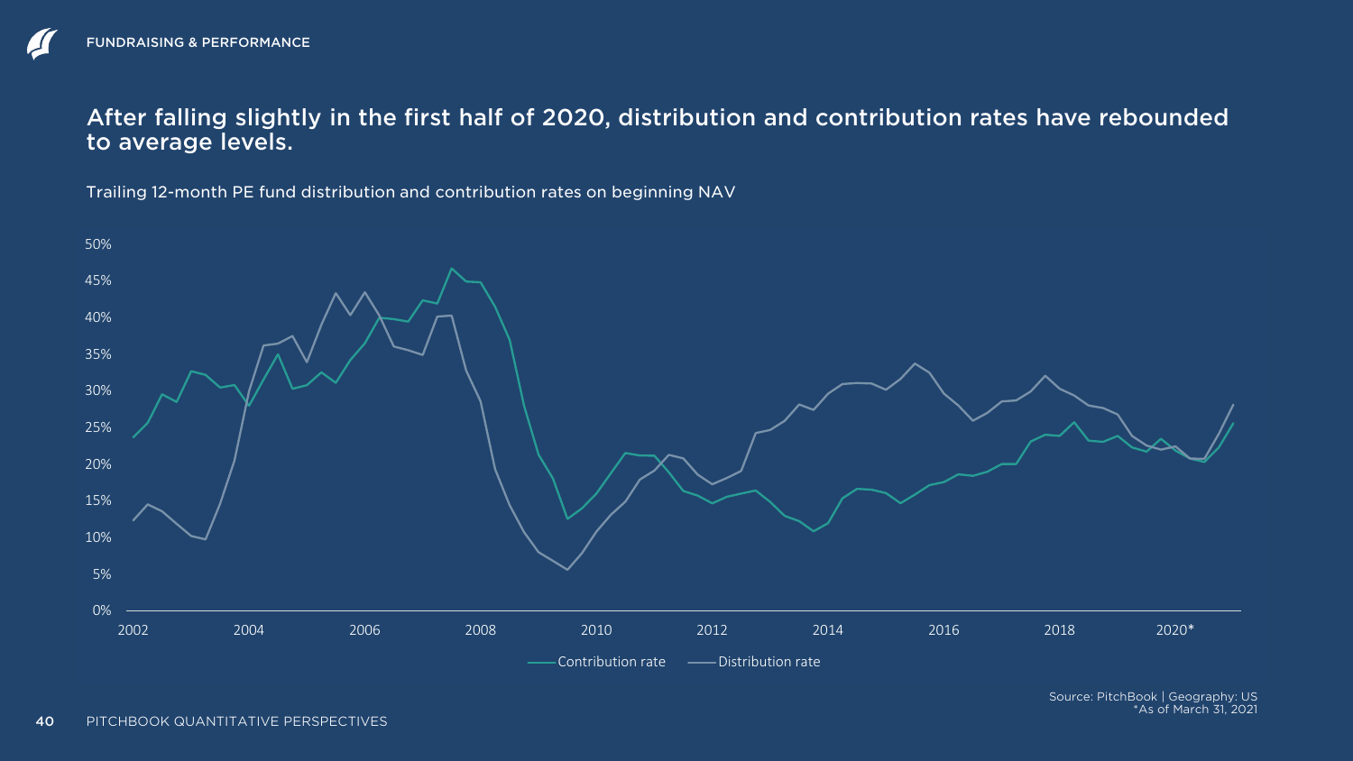## After falling slightly in the first half of 2020, distribution and contribution rates have rebounded to average levels.

Trailing 12-month PE fund distribution and contribution rates on beginning NAV

Source: PitchBook | Geography: US
*As of March 31, 2021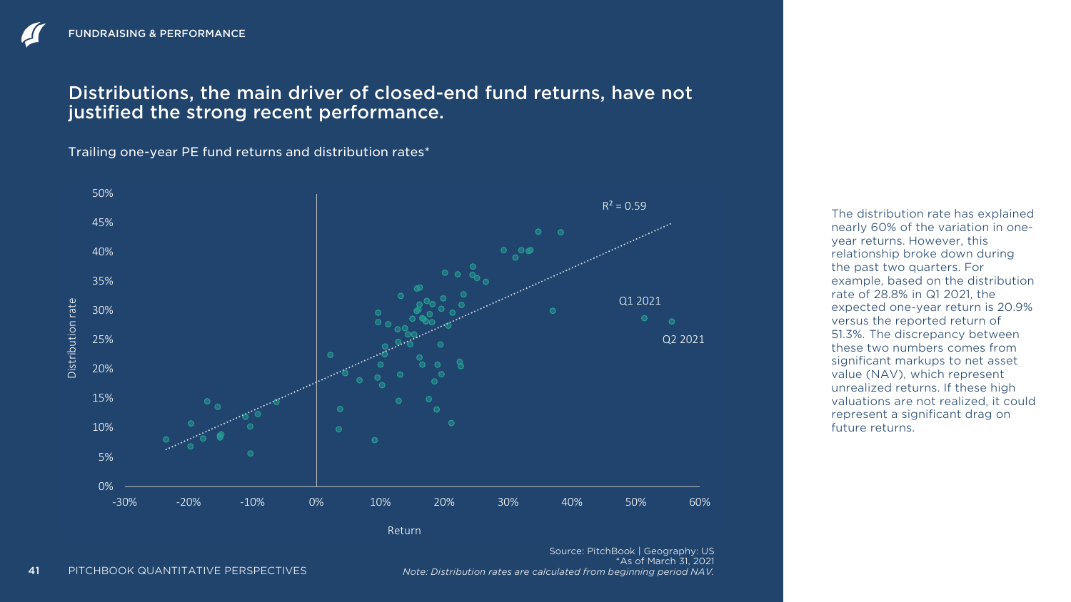# Distributions, the main driver of closed-end fund returns, have not justified the strong recent performance.

Trailing one-year PE fund returns and distribution rates*

$R^2 = 0.59$

Q1 2021

Q2 2021

Distribution rate

Return

Source: PitchBook | Geography: US
*As of March 31, 2021
*Note: Distribution rates are calculated from beginning period NAV.*

The distribution rate has explained nearly 60% of the variation in one-year returns. However, this relationship broke down during the past two quarters. For example, based on the distribution rate of 28.8% in Q1 2021, the expected one-year return is 20.9% versus the reported return of 51.3%. The discrepancy between these two numbers comes from significant markups to net asset value (NAV), which represent unrealized returns. If these high valuations are not realized, it could represent a significant drag on future returns.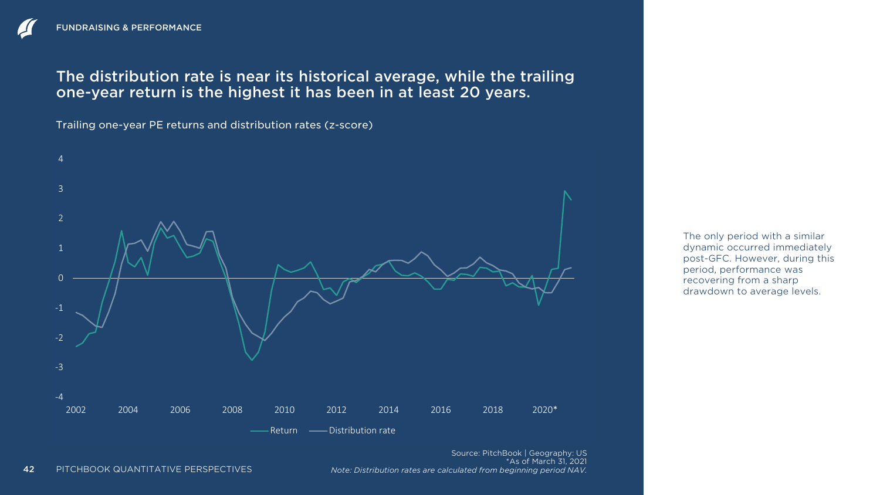FUNDRAISING & PERFORMANCE

## The distribution rate is near its historical average, while the trailing one-year return is the highest it has been in at least 20 years.

Trailing one-year PE returns and distribution rates (z-score)

Source: PitchBook | Geography: US
*As of March 31, 2021
*Note: Distribution rates are calculated from beginning period NAV.*

The only period with a similar dynamic occurred immediately post-GFC. However, during this period, performance was recovering from a sharp drawdown to average levels.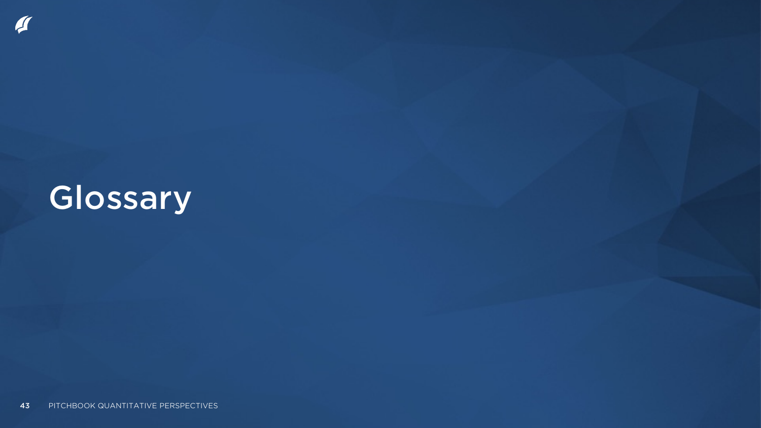# Glossary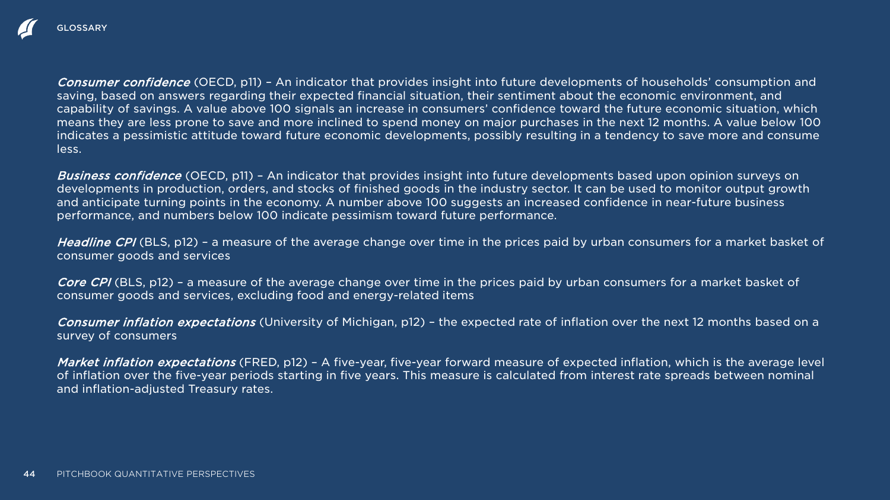## GLOSSARY

***Consumer confidence*** (OECD, p11) – An indicator that provides insight into future developments of households' consumption and saving, based on answers regarding their expected financial situation, their sentiment about the economic environment, and capability of savings. A value above 100 signals an increase in consumers' confidence toward the future economic situation, which means they are less prone to save and more inclined to spend money on major purchases in the next 12 months. A value below 100 indicates a pessimistic attitude toward future economic developments, possibly resulting in a tendency to save more and consume less.

***Business confidence*** (OECD, p11) – An indicator that provides insight into future developments based upon opinion surveys on developments in production, orders, and stocks of finished goods in the industry sector. It can be used to monitor output growth and anticipate turning points in the economy. A number above 100 suggests an increased confidence in near-future business performance, and numbers below 100 indicate pessimism toward future performance.

***Headline CPI*** (BLS, p12) – a measure of the average change over time in the prices paid by urban consumers for a market basket of consumer goods and services

***Core CPI*** (BLS, p12) – a measure of the average change over time in the prices paid by urban consumers for a market basket of consumer goods and services, excluding food and energy-related items

***Consumer inflation expectations*** (University of Michigan, p12) – the expected rate of inflation over the next 12 months based on a survey of consumers

***Market inflation expectations*** (FRED, p12) – A five-year, five-year forward measure of expected inflation, which is the average level of inflation over the five-year periods starting in five years. This measure is calculated from interest rate spreads between nominal and inflation-adjusted Treasury rates.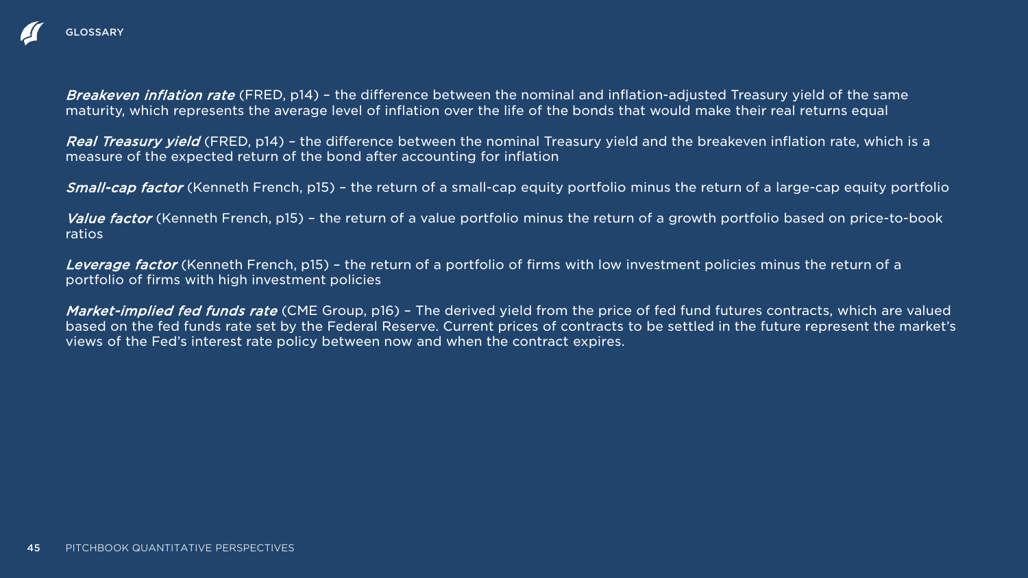# GLOSSARY

*Breakeven inflation rate* (FRED, p14) – the difference between the nominal and inflation-adjusted Treasury yield of the same maturity, which represents the average level of inflation over the life of the bonds that would make their real returns equal

*Real Treasury yield* (FRED, p14) – the difference between the nominal Treasury yield and the breakeven inflation rate, which is a measure of the expected return of the bond after accounting for inflation

*Small-cap factor* (Kenneth French, p15) – the return of a small-cap equity portfolio minus the return of a large-cap equity portfolio

*Value factor* (Kenneth French, p15) – the return of a value portfolio minus the return of a growth portfolio based on price-to-book ratios

*Leverage factor* (Kenneth French, p15) – the return of a portfolio of firms with low investment policies minus the return of a portfolio of firms with high investment policies

*Market-implied fed funds rate* (CME Group, p16) – The derived yield from the price of fed fund futures contracts, which are valued based on the fed funds rate set by the Federal Reserve. Current prices of contracts to be settled in the future represent the market's views of the Fed's interest rate policy between now and when the contract expires.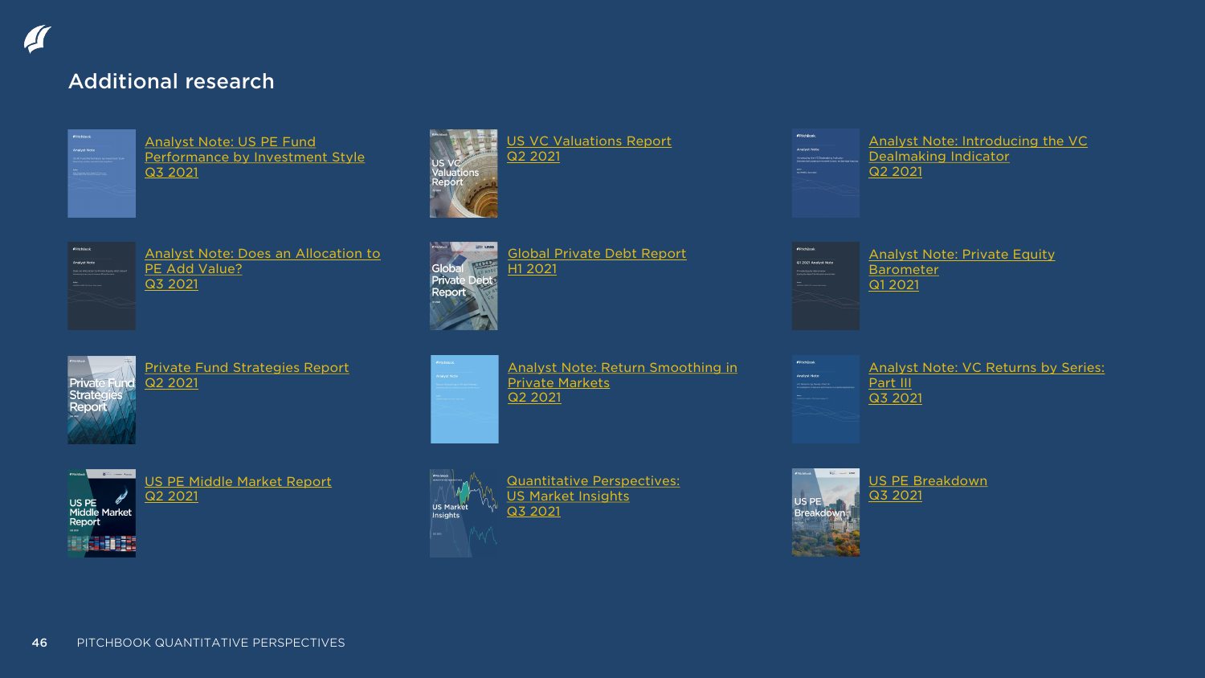## Additional research

Analyst Note: US PE Fund Performance by Investment Style
Q3 2021

US VC Valuations Report
Q2 2021

Analyst Note: Introducing the VC Dealmaking Indicator
Q2 2021

Analyst Note: Does an Allocation to PE Add Value?
Q3 2021

Global Private Debt Report
H1 2021

Analyst Note: Private Equity Barometer
Q1 2021

Private Fund Strategies Report
Q2 2021

Analyst Note: Return Smoothing in Private Markets
Q2 2021

Analyst Note: VC Returns by Series: Part III
Q3 2021

US PE Middle Market Report
Q2 2021

Quantitative Perspectives: US Market Insights
Q3 2021

US PE Breakdown
Q3 2021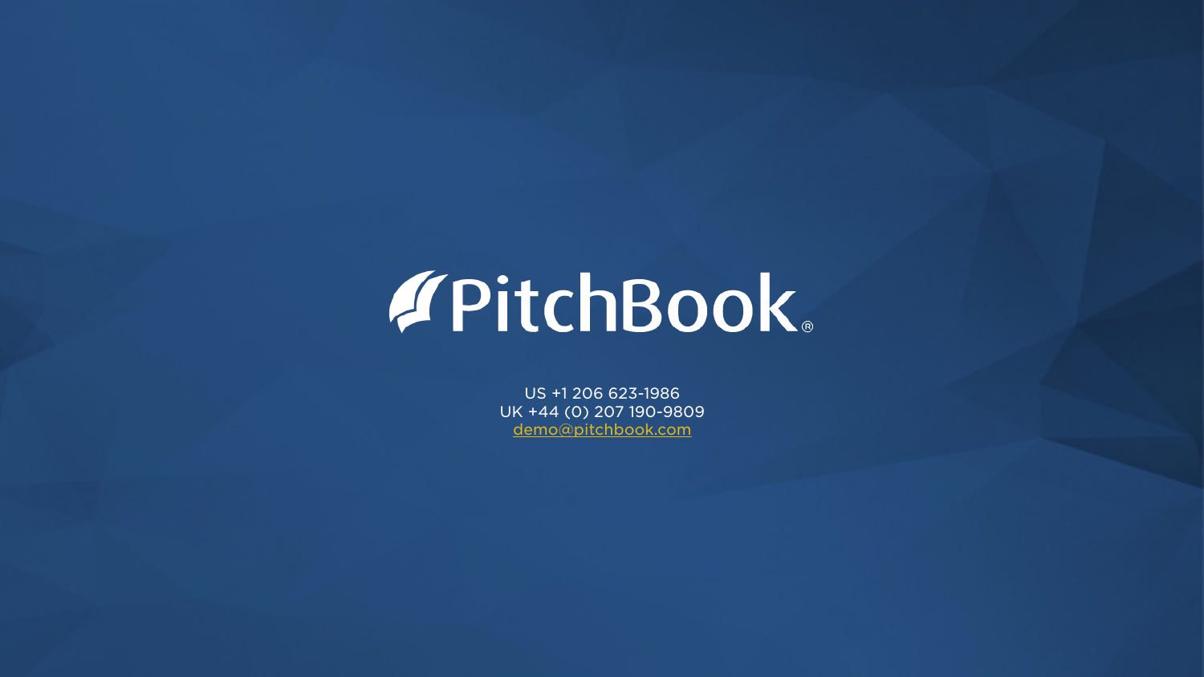PitchBook®

US +1 206 623-1986
UK +44 (0) 207 190-9809
demo@pitchbook.com